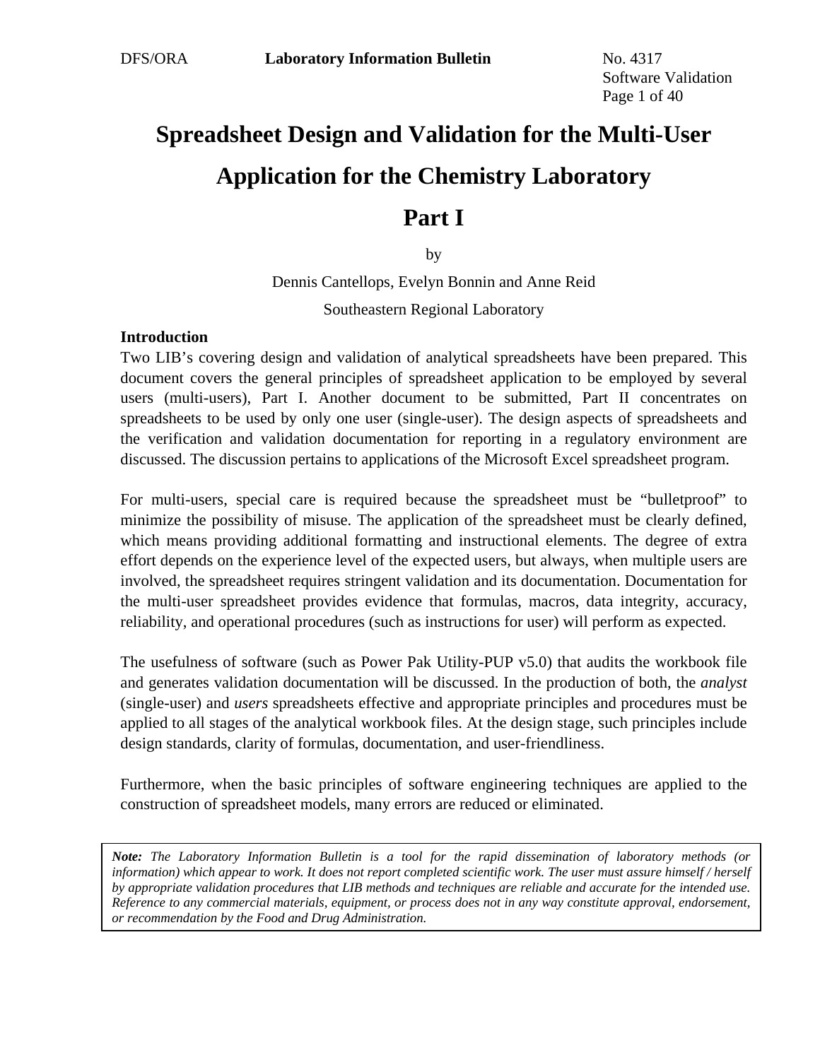# Spreadsheet Design and Validation for the Multi-User Application for the Chemistry Laboratory

# Part I

by

Dennis Cantellops, Evelyn Bonnin and Anne Reid

Southeastern Regional Laboratory

**Introduction**

Two LIB's covering design and validation of analytical spreadsheets have been prepared. This document covers the general principles of spreadsheet application to be employed by several users (multi-users), Part I. Another document to be submitted, Part II concentrates on spreadsheets to be used by only one user (single-user). The design aspects of spreadsheets and the verification and validation documentation for reporting in a regulatory environment are discussed. The discussion pertains to applications of the Microsoft Excel spreadsheet program.

For multi-users, special care is required because the spreadsheet must be "bulletproof" to minimize the possibility of misuse. The application of the spreadsheet must be clearly defined, which means providing additional formatting and instructional elements. The degree of extra effort depends on the experience level of the expected users, but always, when multiple users are involved, the spreadsheet requires stringent validation and its documentation. Documentation for the multi-user spreadsheet provides evidence that formulas, macros, data integrity, accuracy, reliability, and operational procedures (such as instructions for user) will perform as expected.

The usefulness of software (such as Power Pak Utility-PUP v5.0) that audits the workbook file and generates validation documentation will be discussed. In the production of both, the *analyst* (single-user) and *users* spreadsheets effective and appropriate principles and procedures must be applied to all stages of the analytical workbook files. At the design stage, such principles include design standards, clarity of formulas, documentation, and user-friendliness.

Furthermore, when the basic principles of software engineering techniques are applied to the construction of spreadsheet models, many errors are reduced or eliminated.

***Note:*** *The Laboratory Information Bulletin is a tool for the rapid dissemination of laboratory methods (or information) which appear to work. It does not report completed scientific work. The user must assure himself / herself by appropriate validation procedures that LIB methods and techniques are reliable and accurate for the intended use. Reference to any commercial materials, equipment, or process does not in any way constitute approval, endorsement, or recommendation by the Food and Drug Administration.*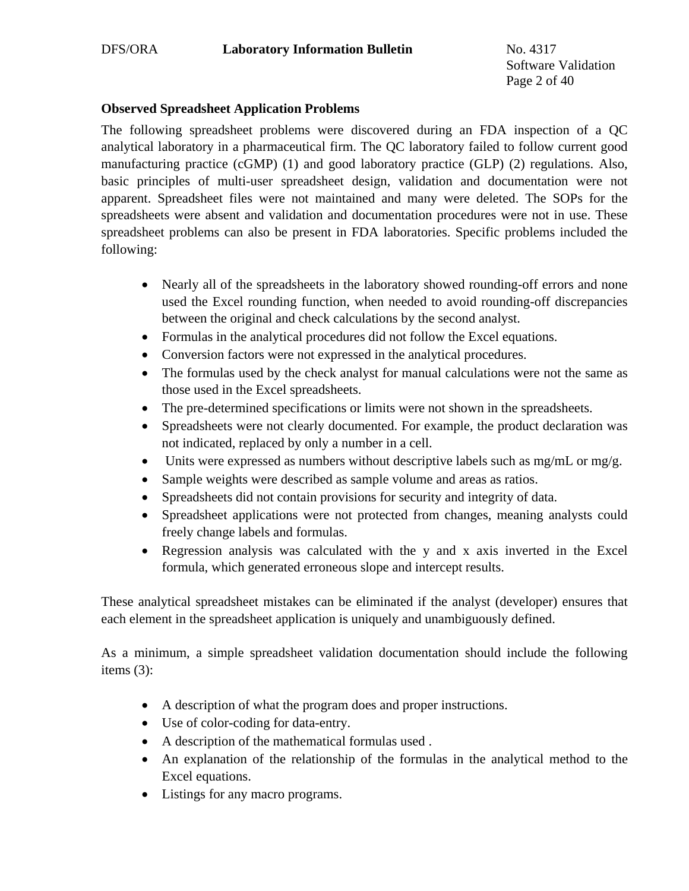### Observed Spreadsheet Application Problems

The following spreadsheet problems were discovered during an FDA inspection of a QC analytical laboratory in a pharmaceutical firm. The QC laboratory failed to follow current good manufacturing practice (cGMP) (1) and good laboratory practice (GLP) (2) regulations. Also, basic principles of multi-user spreadsheet design, validation and documentation were not apparent. Spreadsheet files were not maintained and many were deleted. The SOPs for the spreadsheets were absent and validation and documentation procedures were not in use. These spreadsheet problems can also be present in FDA laboratories. Specific problems included the following:

- Nearly all of the spreadsheets in the laboratory showed rounding-off errors and none used the Excel rounding function, when needed to avoid rounding-off discrepancies between the original and check calculations by the second analyst.
- Formulas in the analytical procedures did not follow the Excel equations.
- Conversion factors were not expressed in the analytical procedures.
- The formulas used by the check analyst for manual calculations were not the same as those used in the Excel spreadsheets.
- The pre-determined specifications or limits were not shown in the spreadsheets.
- Spreadsheets were not clearly documented. For example, the product declaration was not indicated, replaced by only a number in a cell.
- Units were expressed as numbers without descriptive labels such as mg/mL or mg/g.
- Sample weights were described as sample volume and areas as ratios.
- Spreadsheets did not contain provisions for security and integrity of data.
- Spreadsheet applications were not protected from changes, meaning analysts could freely change labels and formulas.
- Regression analysis was calculated with the y and x axis inverted in the Excel formula, which generated erroneous slope and intercept results.

These analytical spreadsheet mistakes can be eliminated if the analyst (developer) ensures that each element in the spreadsheet application is uniquely and unambiguously defined.

As a minimum, a simple spreadsheet validation documentation should include the following items (3):

- A description of what the program does and proper instructions.
- Use of color-coding for data-entry.
- A description of the mathematical formulas used .
- An explanation of the relationship of the formulas in the analytical method to the Excel equations.
- Listings for any macro programs.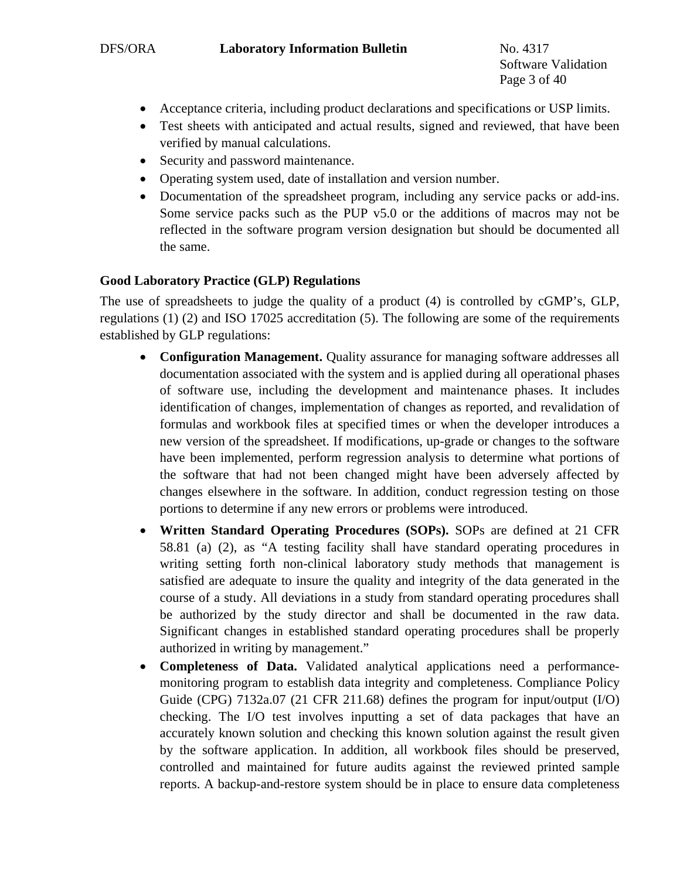- Acceptance criteria, including product declarations and specifications or USP limits.
- Test sheets with anticipated and actual results, signed and reviewed, that have been verified by manual calculations.
- Security and password maintenance.
- Operating system used, date of installation and version number.
- Documentation of the spreadsheet program, including any service packs or add-ins. Some service packs such as the PUP v5.0 or the additions of macros may not be reflected in the software program version designation but should be documented all the same.

**Good Laboratory Practice (GLP) Regulations**

The use of spreadsheets to judge the quality of a product (4) is controlled by cGMP's, GLP, regulations (1) (2) and ISO 17025 accreditation (5). The following are some of the requirements established by GLP regulations:

- **Configuration Management.** Quality assurance for managing software addresses all documentation associated with the system and is applied during all operational phases of software use, including the development and maintenance phases. It includes identification of changes, implementation of changes as reported, and revalidation of formulas and workbook files at specified times or when the developer introduces a new version of the spreadsheet. If modifications, up-grade or changes to the software have been implemented, perform regression analysis to determine what portions of the software that had not been changed might have been adversely affected by changes elsewhere in the software. In addition, conduct regression testing on those portions to determine if any new errors or problems were introduced.
- **Written Standard Operating Procedures (SOPs).** SOPs are defined at 21 CFR 58.81 (a) (2), as "A testing facility shall have standard operating procedures in writing setting forth non-clinical laboratory study methods that management is satisfied are adequate to insure the quality and integrity of the data generated in the course of a study. All deviations in a study from standard operating procedures shall be authorized by the study director and shall be documented in the raw data. Significant changes in established standard operating procedures shall be properly authorized in writing by management."
- **Completeness of Data.** Validated analytical applications need a performance-monitoring program to establish data integrity and completeness. Compliance Policy Guide (CPG) 7132a.07 (21 CFR 211.68) defines the program for input/output (I/O) checking. The I/O test involves inputting a set of data packages that have an accurately known solution and checking this known solution against the result given by the software application. In addition, all workbook files should be preserved, controlled and maintained for future audits against the reviewed printed sample reports. A backup-and-restore system should be in place to ensure data completeness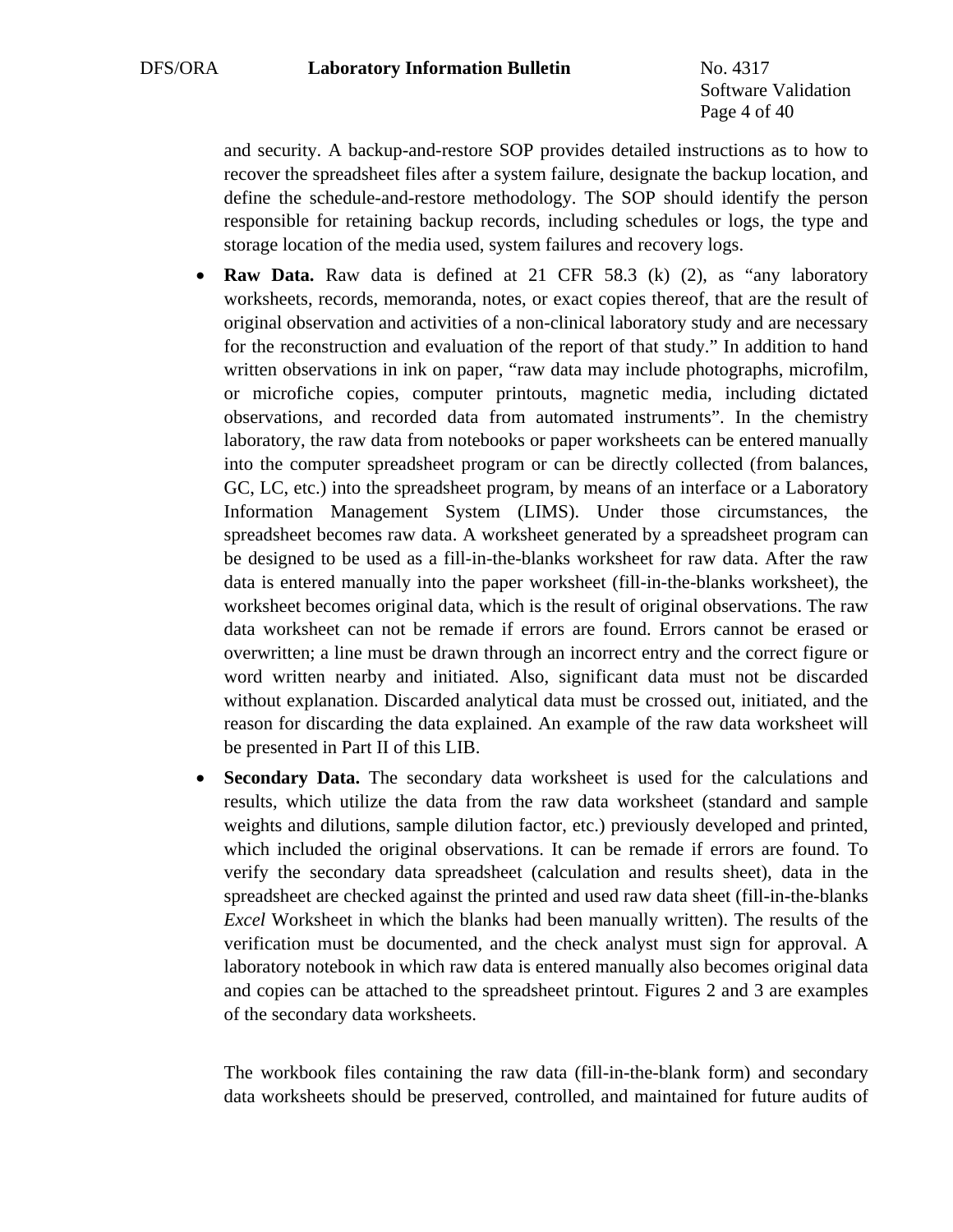and security. A backup-and-restore SOP provides detailed instructions as to how to recover the spreadsheet files after a system failure, designate the backup location, and define the schedule-and-restore methodology. The SOP should identify the person responsible for retaining backup records, including schedules or logs, the type and storage location of the media used, system failures and recovery logs.

- **Raw Data.** Raw data is defined at 21 CFR 58.3 (k) (2), as "any laboratory worksheets, records, memoranda, notes, or exact copies thereof, that are the result of original observation and activities of a non-clinical laboratory study and are necessary for the reconstruction and evaluation of the report of that study." In addition to hand written observations in ink on paper, "raw data may include photographs, microfilm, or microfiche copies, computer printouts, magnetic media, including dictated observations, and recorded data from automated instruments". In the chemistry laboratory, the raw data from notebooks or paper worksheets can be entered manually into the computer spreadsheet program or can be directly collected (from balances, GC, LC, etc.) into the spreadsheet program, by means of an interface or a Laboratory Information Management System (LIMS). Under those circumstances, the spreadsheet becomes raw data. A worksheet generated by a spreadsheet program can be designed to be used as a fill-in-the-blanks worksheet for raw data. After the raw data is entered manually into the paper worksheet (fill-in-the-blanks worksheet), the worksheet becomes original data, which is the result of original observations. The raw data worksheet can not be remade if errors are found. Errors cannot be erased or overwritten; a line must be drawn through an incorrect entry and the correct figure or word written nearby and initiated. Also, significant data must not be discarded without explanation. Discarded analytical data must be crossed out, initiated, and the reason for discarding the data explained. An example of the raw data worksheet will be presented in Part II of this LIB.
- **Secondary Data.** The secondary data worksheet is used for the calculations and results, which utilize the data from the raw data worksheet (standard and sample weights and dilutions, sample dilution factor, etc.) previously developed and printed, which included the original observations. It can be remade if errors are found. To verify the secondary data spreadsheet (calculation and results sheet), data in the spreadsheet are checked against the printed and used raw data sheet (fill-in-the-blanks *Excel* Worksheet in which the blanks had been manually written). The results of the verification must be documented, and the check analyst must sign for approval. A laboratory notebook in which raw data is entered manually also becomes original data and copies can be attached to the spreadsheet printout. Figures 2 and 3 are examples of the secondary data worksheets.

  The workbook files containing the raw data (fill-in-the-blank form) and secondary data worksheets should be preserved, controlled, and maintained for future audits of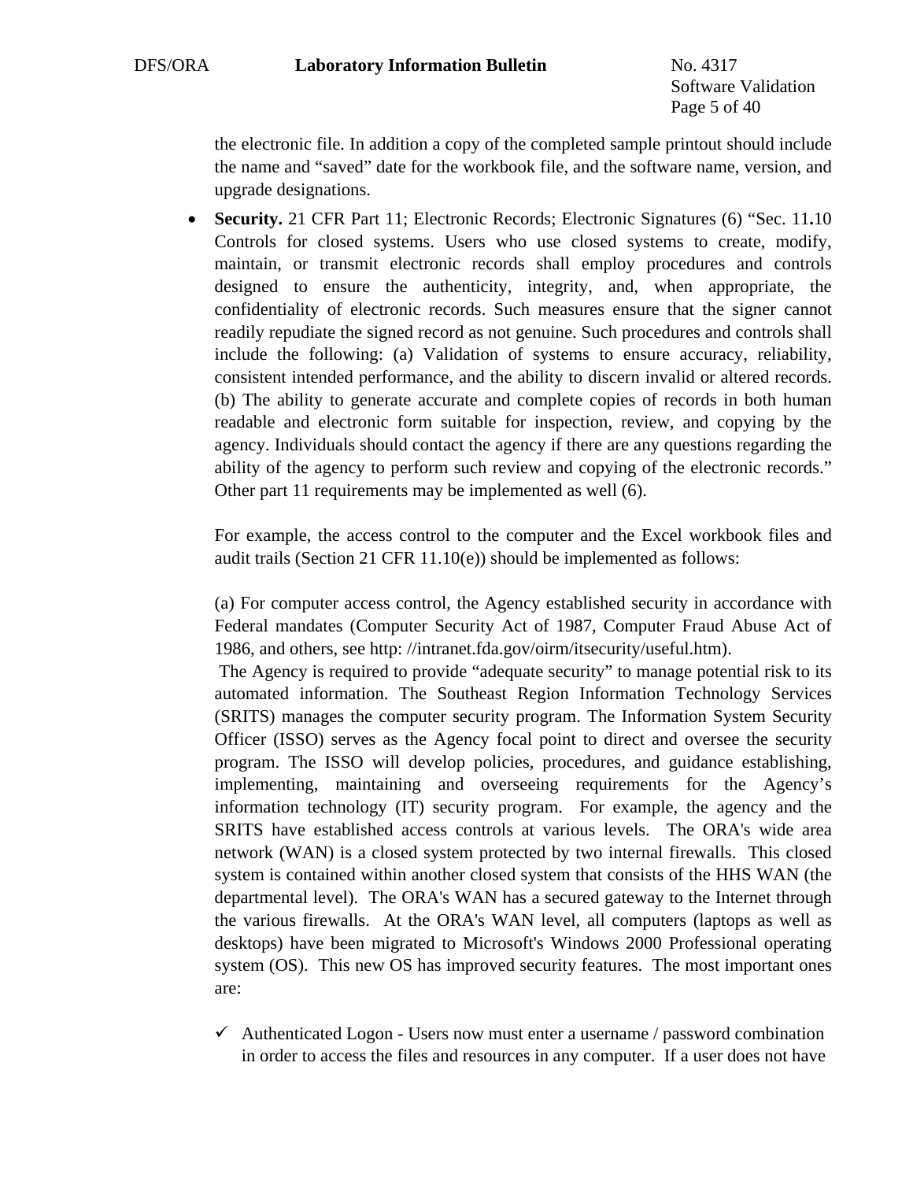the electronic file. In addition a copy of the completed sample printout should include the name and "saved" date for the workbook file, and the software name, version, and upgrade designations.

- **Security.** 21 CFR Part 11; Electronic Records; Electronic Signatures (6) "Sec. 11.10 Controls for closed systems. Users who use closed systems to create, modify, maintain, or transmit electronic records shall employ procedures and controls designed to ensure the authenticity, integrity, and, when appropriate, the confidentiality of electronic records. Such measures ensure that the signer cannot readily repudiate the signed record as not genuine. Such procedures and controls shall include the following: (a) Validation of systems to ensure accuracy, reliability, consistent intended performance, and the ability to discern invalid or altered records. (b) The ability to generate accurate and complete copies of records in both human readable and electronic form suitable for inspection, review, and copying by the agency. Individuals should contact the agency if there are any questions regarding the ability of the agency to perform such review and copying of the electronic records." Other part 11 requirements may be implemented as well (6).

  For example, the access control to the computer and the Excel workbook files and audit trails (Section 21 CFR 11.10(e)) should be implemented as follows:

  (a) For computer access control, the Agency established security in accordance with Federal mandates (Computer Security Act of 1987, Computer Fraud Abuse Act of 1986, and others, see http: //intranet.fda.gov/oirm/itsecurity/useful.htm).
  The Agency is required to provide "adequate security" to manage potential risk to its automated information. The Southeast Region Information Technology Services (SRITS) manages the computer security program. The Information System Security Officer (ISSO) serves as the Agency focal point to direct and oversee the security program. The ISSO will develop policies, procedures, and guidance establishing, implementing, maintaining and overseeing requirements for the Agency's information technology (IT) security program. For example, the agency and the SRITS have established access controls at various levels. The ORA's wide area network (WAN) is a closed system protected by two internal firewalls. This closed system is contained within another closed system that consists of the HHS WAN (the departmental level). The ORA's WAN has a secured gateway to the Internet through the various firewalls. At the ORA's WAN level, all computers (laptops as well as desktops) have been migrated to Microsoft's Windows 2000 Professional operating system (OS). This new OS has improved security features. The most important ones are:

  - ✓ Authenticated Logon - Users now must enter a username / password combination in order to access the files and resources in any computer. If a user does not have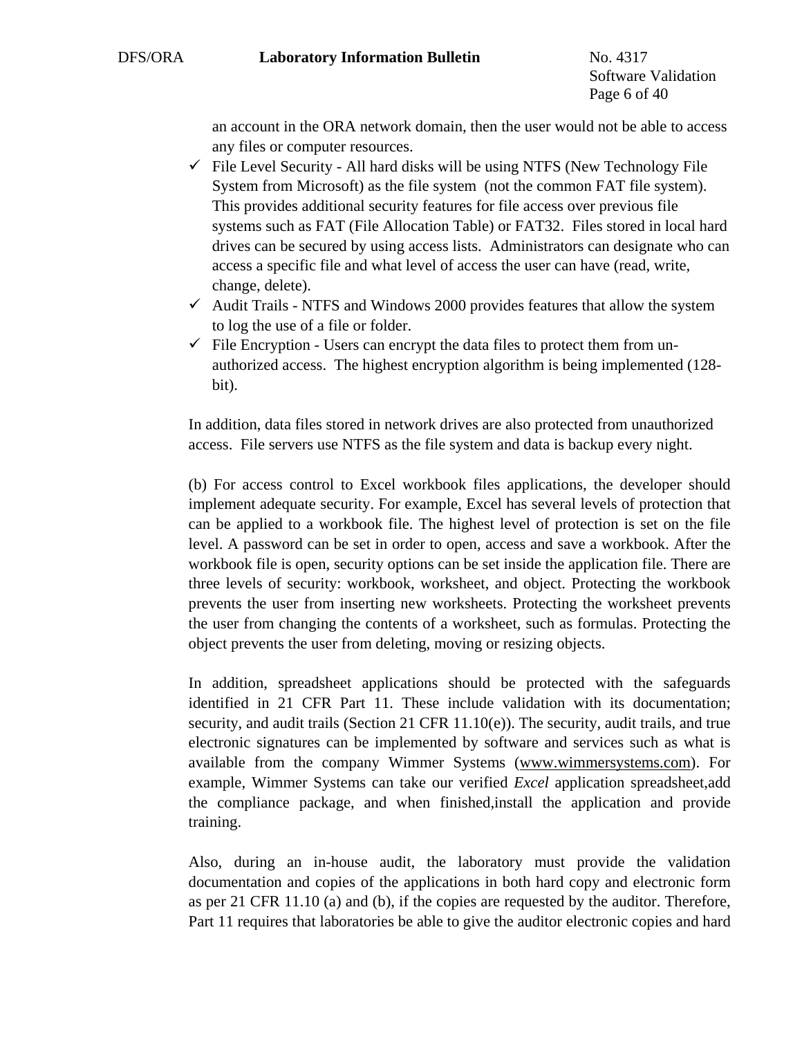an account in the ORA network domain, then the user would not be able to access any files or computer resources.

- ✓ File Level Security - All hard disks will be using NTFS (New Technology File System from Microsoft) as the file system (not the common FAT file system). This provides additional security features for file access over previous file systems such as FAT (File Allocation Table) or FAT32. Files stored in local hard drives can be secured by using access lists. Administrators can designate who can access a specific file and what level of access the user can have (read, write, change, delete).
- ✓ Audit Trails - NTFS and Windows 2000 provides features that allow the system to log the use of a file or folder.
- ✓ File Encryption - Users can encrypt the data files to protect them from un-authorized access. The highest encryption algorithm is being implemented (128-bit).

In addition, data files stored in network drives are also protected from unauthorized access. File servers use NTFS as the file system and data is backup every night.

(b) For access control to Excel workbook files applications, the developer should implement adequate security. For example, Excel has several levels of protection that can be applied to a workbook file. The highest level of protection is set on the file level. A password can be set in order to open, access and save a workbook. After the workbook file is open, security options can be set inside the application file. There are three levels of security: workbook, worksheet, and object. Protecting the workbook prevents the user from inserting new worksheets. Protecting the worksheet prevents the user from changing the contents of a worksheet, such as formulas. Protecting the object prevents the user from deleting, moving or resizing objects.

In addition, spreadsheet applications should be protected with the safeguards identified in 21 CFR Part 11. These include validation with its documentation; security, and audit trails (Section 21 CFR 11.10(e)). The security, audit trails, and true electronic signatures can be implemented by software and services such as what is available from the company Wimmer Systems (www.wimmersystems.com). For example, Wimmer Systems can take our verified *Excel* application spreadsheet,add the compliance package, and when finished,install the application and provide training.

Also, during an in-house audit, the laboratory must provide the validation documentation and copies of the applications in both hard copy and electronic form as per 21 CFR 11.10 (a) and (b), if the copies are requested by the auditor. Therefore, Part 11 requires that laboratories be able to give the auditor electronic copies and hard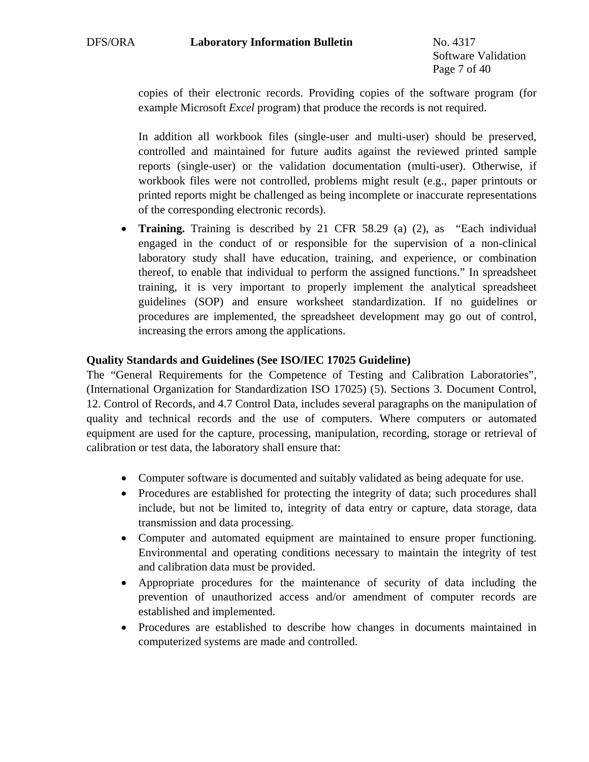copies of their electronic records. Providing copies of the software program (for example Microsoft *Excel* program) that produce the records is not required.

In addition all workbook files (single-user and multi-user) should be preserved, controlled and maintained for future audits against the reviewed printed sample reports (single-user) or the validation documentation (multi-user). Otherwise, if workbook files were not controlled, problems might result (e.g., paper printouts or printed reports might be challenged as being incomplete or inaccurate representations of the corresponding electronic records).

- **Training.** Training is described by 21 CFR 58.29 (a) (2), as "Each individual engaged in the conduct of or responsible for the supervision of a non-clinical laboratory study shall have education, training, and experience, or combination thereof, to enable that individual to perform the assigned functions." In spreadsheet training, it is very important to properly implement the analytical spreadsheet guidelines (SOP) and ensure worksheet standardization. If no guidelines or procedures are implemented, the spreadsheet development may go out of control, increasing the errors among the applications.

**Quality Standards and Guidelines (See ISO/IEC 17025 Guideline)**

The "General Requirements for the Competence of Testing and Calibration Laboratories", (International Organization for Standardization ISO 17025) (5). Sections 3. Document Control, 12. Control of Records, and 4.7 Control Data, includes several paragraphs on the manipulation of quality and technical records and the use of computers. Where computers or automated equipment are used for the capture, processing, manipulation, recording, storage or retrieval of calibration or test data, the laboratory shall ensure that:

- Computer software is documented and suitably validated as being adequate for use.
- Procedures are established for protecting the integrity of data; such procedures shall include, but not be limited to, integrity of data entry or capture, data storage, data transmission and data processing.
- Computer and automated equipment are maintained to ensure proper functioning. Environmental and operating conditions necessary to maintain the integrity of test and calibration data must be provided.
- Appropriate procedures for the maintenance of security of data including the prevention of unauthorized access and/or amendment of computer records are established and implemented.
- Procedures are established to describe how changes in documents maintained in computerized systems are made and controlled.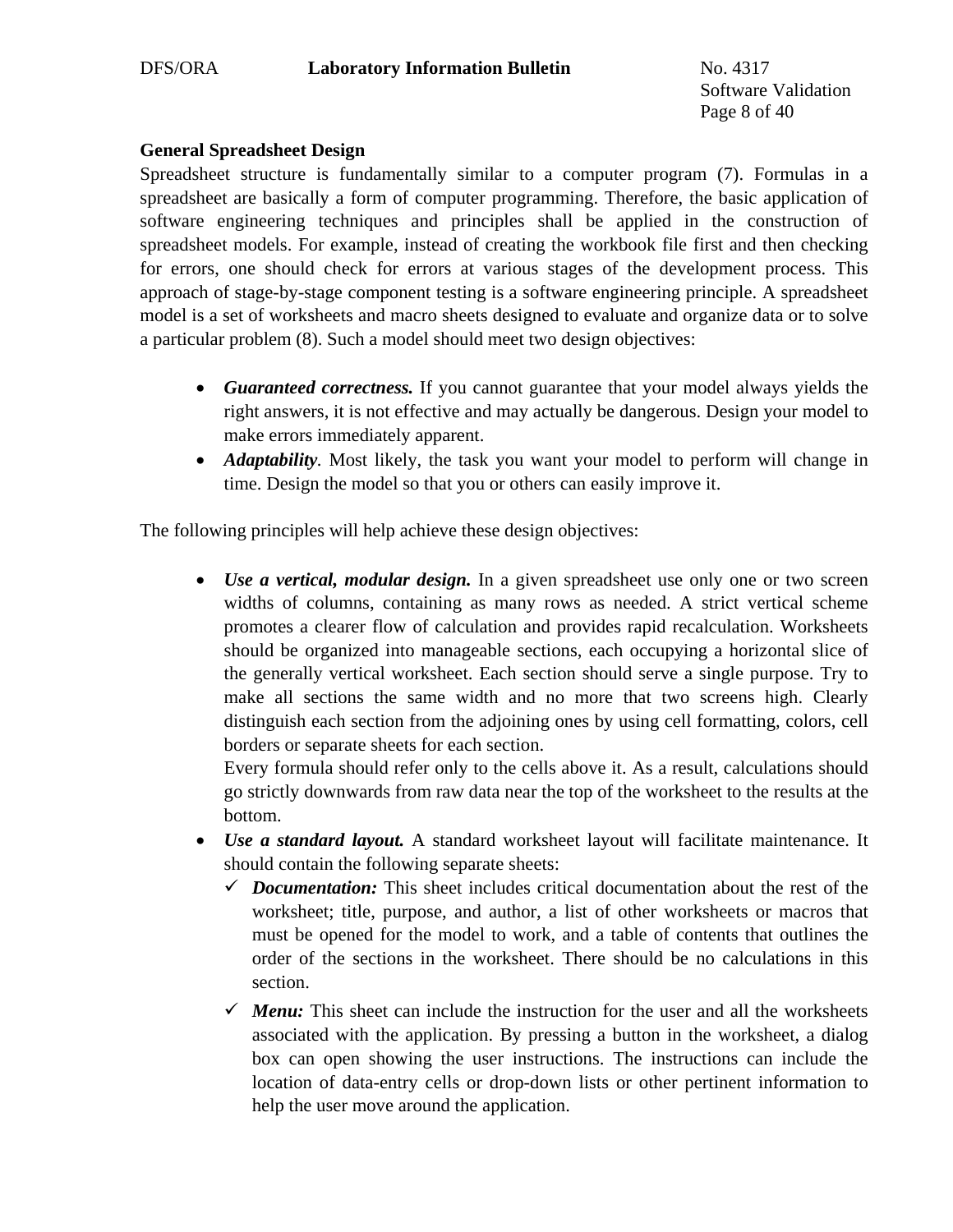**General Spreadsheet Design**

Spreadsheet structure is fundamentally similar to a computer program (7). Formulas in a spreadsheet are basically a form of computer programming. Therefore, the basic application of software engineering techniques and principles shall be applied in the construction of spreadsheet models. For example, instead of creating the workbook file first and then checking for errors, one should check for errors at various stages of the development process. This approach of stage-by-stage component testing is a software engineering principle. A spreadsheet model is a set of worksheets and macro sheets designed to evaluate and organize data or to solve a particular problem (8). Such a model should meet two design objectives:

- ***Guaranteed correctness.*** If you cannot guarantee that your model always yields the right answers, it is not effective and may actually be dangerous. Design your model to make errors immediately apparent.
- ***Adaptability***. Most likely, the task you want your model to perform will change in time. Design the model so that you or others can easily improve it.

The following principles will help achieve these design objectives:

- ***Use a vertical, modular design.*** In a given spreadsheet use only one or two screen widths of columns, containing as many rows as needed. A strict vertical scheme promotes a clearer flow of calculation and provides rapid recalculation. Worksheets should be organized into manageable sections, each occupying a horizontal slice of the generally vertical worksheet. Each section should serve a single purpose. Try to make all sections the same width and no more that two screens high. Clearly distinguish each section from the adjoining ones by using cell formatting, colors, cell borders or separate sheets for each section.
  Every formula should refer only to the cells above it. As a result, calculations should go strictly downwards from raw data near the top of the worksheet to the results at the bottom.
- ***Use a standard layout.*** A standard worksheet layout will facilitate maintenance. It should contain the following separate sheets:
  - ✓ ***Documentation:*** This sheet includes critical documentation about the rest of the worksheet; title, purpose, and author, a list of other worksheets or macros that must be opened for the model to work, and a table of contents that outlines the order of the sections in the worksheet. There should be no calculations in this section.
  - ✓ ***Menu:*** This sheet can include the instruction for the user and all the worksheets associated with the application. By pressing a button in the worksheet, a dialog box can open showing the user instructions. The instructions can include the location of data-entry cells or drop-down lists or other pertinent information to help the user move around the application.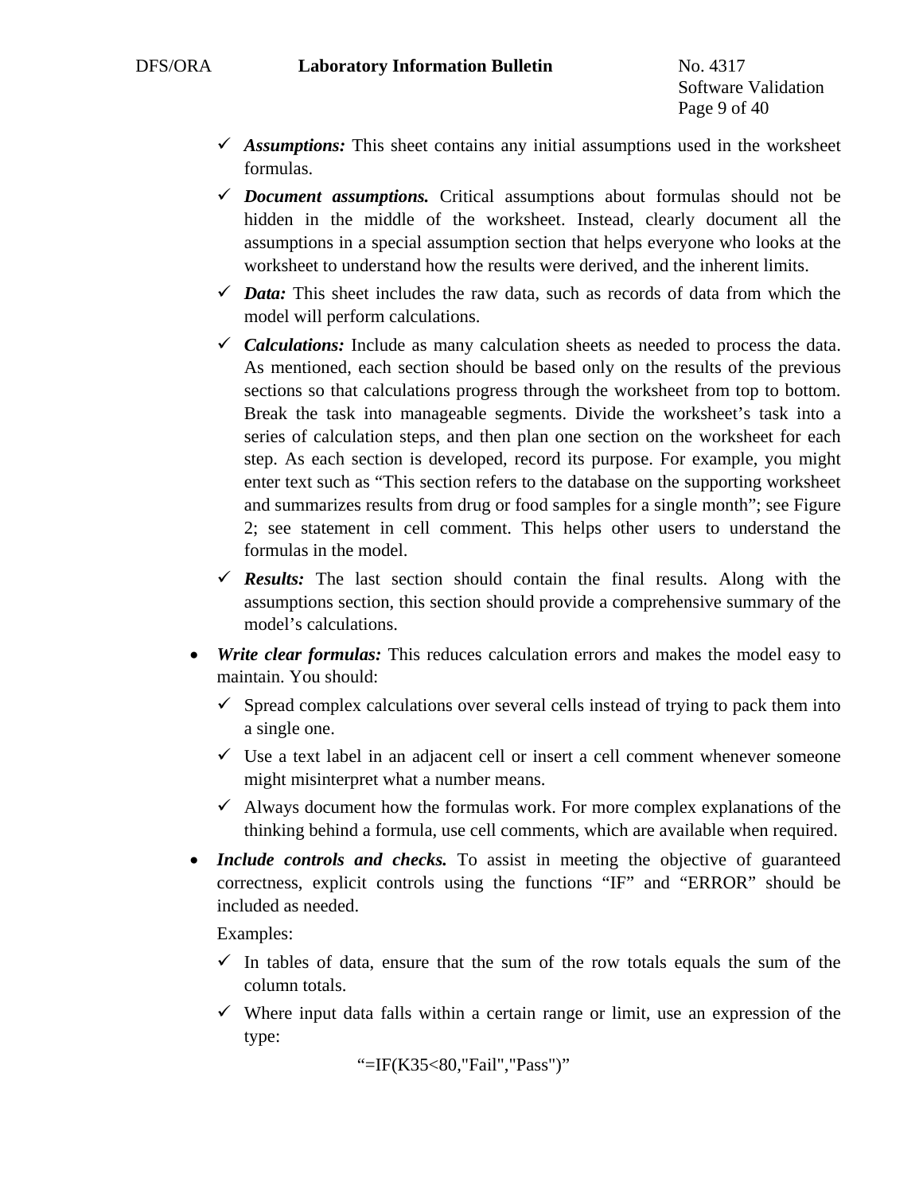- ***Assumptions:*** This sheet contains any initial assumptions used in the worksheet formulas.
- ***Document assumptions.*** Critical assumptions about formulas should not be hidden in the middle of the worksheet. Instead, clearly document all the assumptions in a special assumption section that helps everyone who looks at the worksheet to understand how the results were derived, and the inherent limits.
- ***Data:*** This sheet includes the raw data, such as records of data from which the model will perform calculations.
- ***Calculations:*** Include as many calculation sheets as needed to process the data. As mentioned, each section should be based only on the results of the previous sections so that calculations progress through the worksheet from top to bottom. Break the task into manageable segments. Divide the worksheet's task into a series of calculation steps, and then plan one section on the worksheet for each step. As each section is developed, record its purpose. For example, you might enter text such as "This section refers to the database on the supporting worksheet and summarizes results from drug or food samples for a single month"; see Figure 2; see statement in cell comment. This helps other users to understand the formulas in the model.
- ***Results:*** The last section should contain the final results. Along with the assumptions section, this section should provide a comprehensive summary of the model's calculations.

- ***Write clear formulas:*** This reduces calculation errors and makes the model easy to maintain. You should:
  - Spread complex calculations over several cells instead of trying to pack them into a single one.
  - Use a text label in an adjacent cell or insert a cell comment whenever someone might misinterpret what a number means.
  - Always document how the formulas work. For more complex explanations of the thinking behind a formula, use cell comments, which are available when required.
- ***Include controls and checks.*** To assist in meeting the objective of guaranteed correctness, explicit controls using the functions "IF" and "ERROR" should be included as needed.

  Examples:
  - In tables of data, ensure that the sum of the row totals equals the sum of the column totals.
  - Where input data falls within a certain range or limit, use an expression of the type:

    "=IF(K35<80,"Fail","Pass")"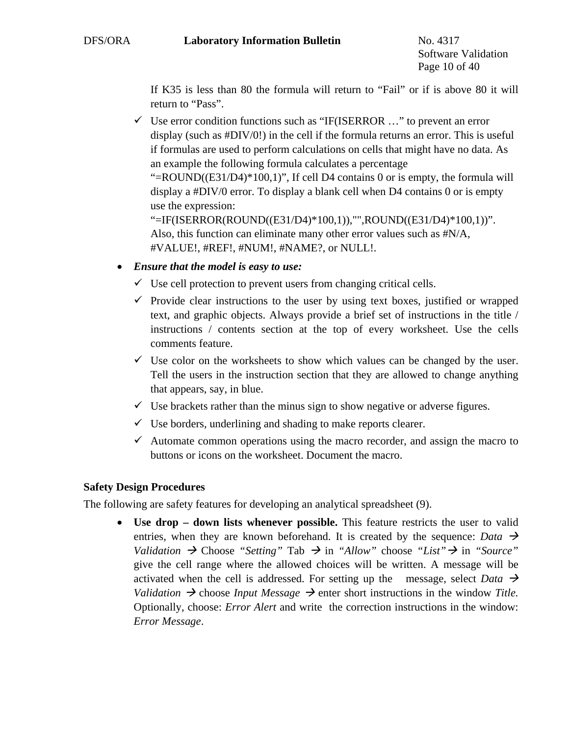If K35 is less than 80 the formula will return to "Fail" or if is above 80 it will return to "Pass".

- ✓ Use error condition functions such as "IF(ISERROR …" to prevent an error display (such as #DIV/0!) in the cell if the formula returns an error. This is useful if formulas are used to perform calculations on cells that might have no data. As an example the following formula calculates a percentage "=ROUND((E31/D4)*100,1)", If cell D4 contains 0 or is empty, the formula will display a #DIV/0 error. To display a blank cell when D4 contains 0 or is empty use the expression: "=IF(ISERROR(ROUND((E31/D4)*100,1)),"",ROUND((E31/D4)*100,1))". Also, this function can eliminate many other error values such as #N/A, #VALUE!, #REF!, #NUM!, #NAME?, or NULL!.

- ***Ensure that the model is easy to use:***
  - ✓ Use cell protection to prevent users from changing critical cells.
  - ✓ Provide clear instructions to the user by using text boxes, justified or wrapped text, and graphic objects. Always provide a brief set of instructions in the title / instructions / contents section at the top of every worksheet. Use the cells comments feature.
  - ✓ Use color on the worksheets to show which values can be changed by the user. Tell the users in the instruction section that they are allowed to change anything that appears, say, in blue.
  - ✓ Use brackets rather than the minus sign to show negative or adverse figures.
  - ✓ Use borders, underlining and shading to make reports clearer.
  - ✓ Automate common operations using the macro recorder, and assign the macro to buttons or icons on the worksheet. Document the macro.

**Safety Design Procedures**

The following are safety features for developing an analytical spreadsheet (9).

- **Use drop – down lists whenever possible.** This feature restricts the user to valid entries, when they are known beforehand. It is created by the sequence: *Data* → *Validation* → Choose *"Setting"* Tab → in *"Allow"* choose *"List"* → in *"Source"* give the cell range where the allowed choices will be written. A message will be activated when the cell is addressed. For setting up the message, select *Data* → *Validation* → choose *Input Message* → enter short instructions in the window *Title.* Optionally, choose: *Error Alert* and write the correction instructions in the window: *Error Message*.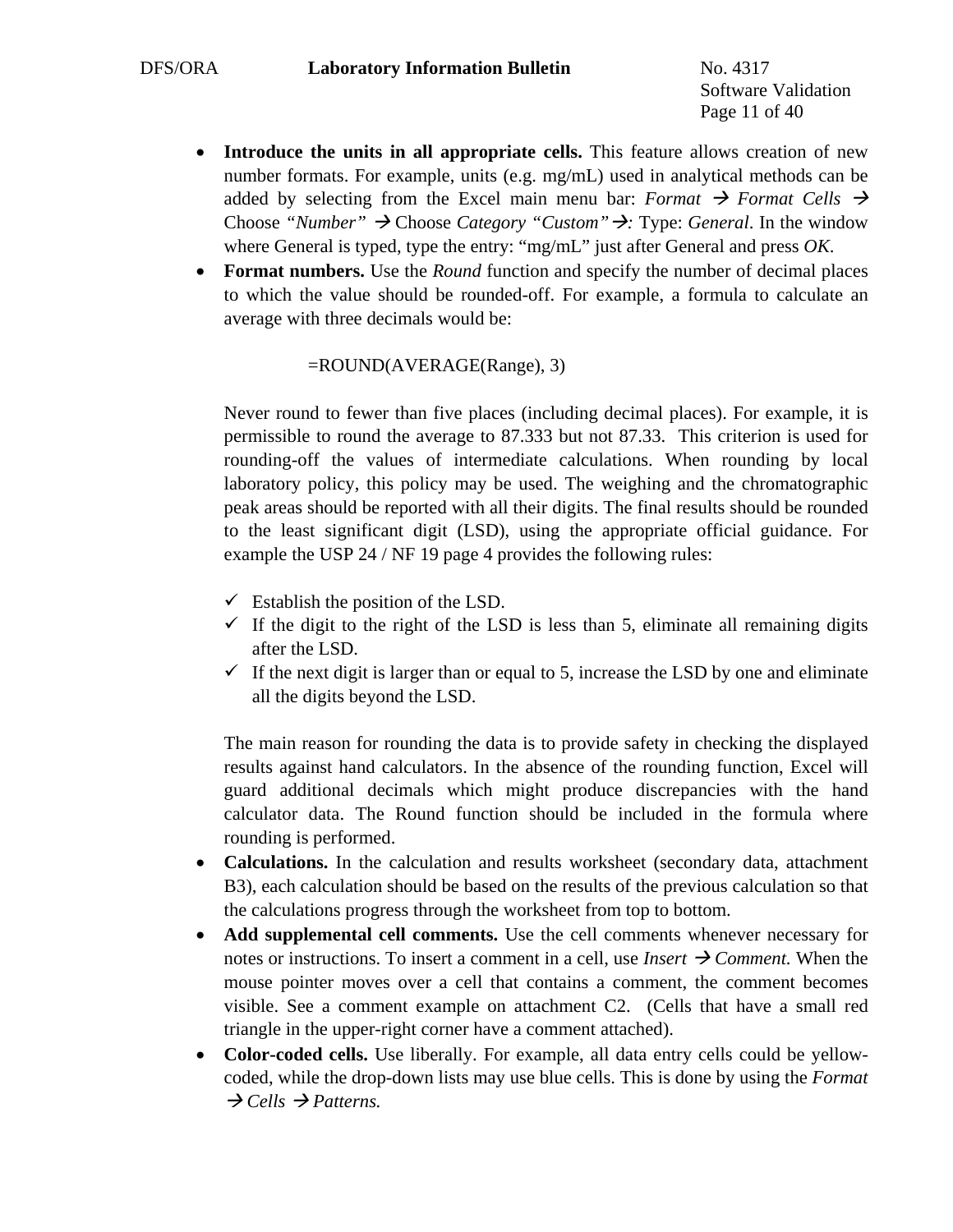- **Introduce the units in all appropriate cells.** This feature allows creation of new number formats. For example, units (e.g. mg/mL) used in analytical methods can be added by selecting from the Excel main menu bar: *Format* → *Format Cells* → Choose *"Number"* → Choose *Category "Custom"*→: Type: *General*. In the window where General is typed, type the entry: "mg/mL" just after General and press *OK*.
- **Format numbers.** Use the *Round* function and specify the number of decimal places to which the value should be rounded-off. For example, a formula to calculate an average with three decimals would be:

  =ROUND(AVERAGE(Range), 3)

  Never round to fewer than five places (including decimal places). For example, it is permissible to round the average to 87.333 but not 87.33. This criterion is used for rounding-off the values of intermediate calculations. When rounding by local laboratory policy, this policy may be used. The weighing and the chromatographic peak areas should be reported with all their digits. The final results should be rounded to the least significant digit (LSD), using the appropriate official guidance. For example the USP 24 / NF 19 page 4 provides the following rules:

  - ✓ Establish the position of the LSD.
  - ✓ If the digit to the right of the LSD is less than 5, eliminate all remaining digits after the LSD.
  - ✓ If the next digit is larger than or equal to 5, increase the LSD by one and eliminate all the digits beyond the LSD.

  The main reason for rounding the data is to provide safety in checking the displayed results against hand calculators. In the absence of the rounding function, Excel will guard additional decimals which might produce discrepancies with the hand calculator data. The Round function should be included in the formula where rounding is performed.
- **Calculations.** In the calculation and results worksheet (secondary data, attachment B3), each calculation should be based on the results of the previous calculation so that the calculations progress through the worksheet from top to bottom.
- **Add supplemental cell comments.** Use the cell comments whenever necessary for notes or instructions. To insert a comment in a cell, use *Insert* → *Comment.* When the mouse pointer moves over a cell that contains a comment, the comment becomes visible. See a comment example on attachment C2. (Cells that have a small red triangle in the upper-right corner have a comment attached).
- **Color-coded cells.** Use liberally. For example, all data entry cells could be yellow-coded, while the drop-down lists may use blue cells. This is done by using the *Format* → *Cells* → *Patterns.*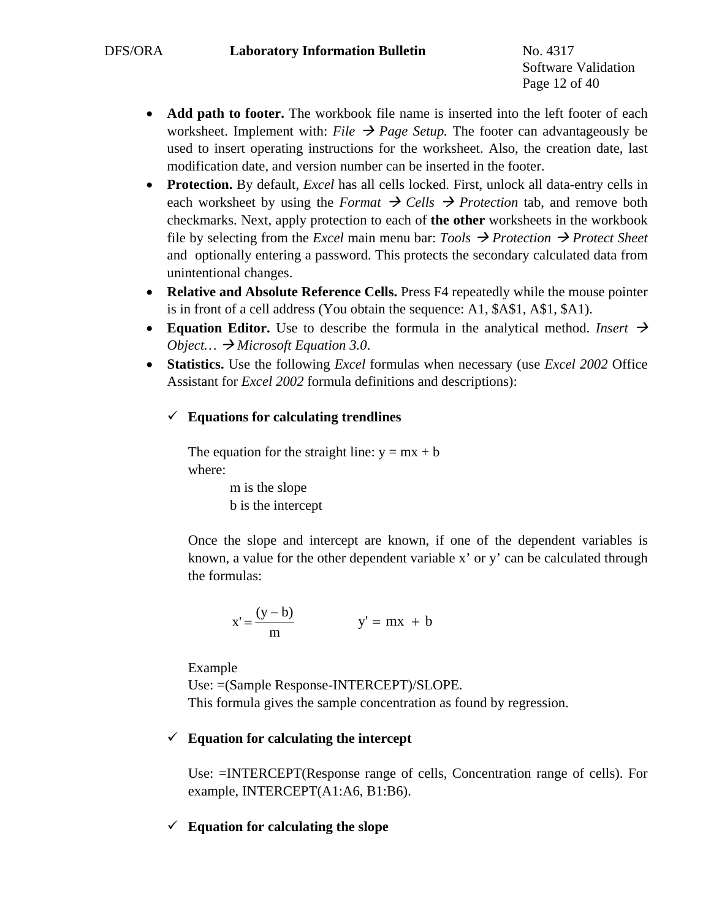- **Add path to footer.** The workbook file name is inserted into the left footer of each worksheet. Implement with: *File* → *Page Setup.* The footer can advantageously be used to insert operating instructions for the worksheet. Also, the creation date, last modification date, and version number can be inserted in the footer.
- **Protection.** By default, *Excel* has all cells locked. First, unlock all data-entry cells in each worksheet by using the *Format* → *Cells* → *Protection* tab, and remove both checkmarks. Next, apply protection to each of **the other** worksheets in the workbook file by selecting from the *Excel* main menu bar: *Tools* → *Protection* → *Protect Sheet* and optionally entering a password. This protects the secondary calculated data from unintentional changes.
- **Relative and Absolute Reference Cells.** Press F4 repeatedly while the mouse pointer is in front of a cell address (You obtain the sequence: A1, $A$1, A$1, $A1).
- **Equation Editor.** Use to describe the formula in the analytical method. *Insert* → *Object…* → *Microsoft Equation 3.0*.
- **Statistics.** Use the following *Excel* formulas when necessary (use *Excel 2002* Office Assistant for *Excel 2002* formula definitions and descriptions):

  ✓ **Equations for calculating trendlines**

  The equation for the straight line: y = mx + b
  where:
  m is the slope
  b is the intercept

  Once the slope and intercept are known, if one of the dependent variables is known, a value for the other dependent variable x' or y' can be calculated through the formulas:

  $$x' = \frac{(y - b)}{m} \qquad y' = mx + b$$

  Example
  Use: =(Sample Response-INTERCEPT)/SLOPE.
  This formula gives the sample concentration as found by regression.

  ✓ **Equation for calculating the intercept**

  Use: =INTERCEPT(Response range of cells, Concentration range of cells). For example, INTERCEPT(A1:A6, B1:B6).

  ✓ **Equation for calculating the slope**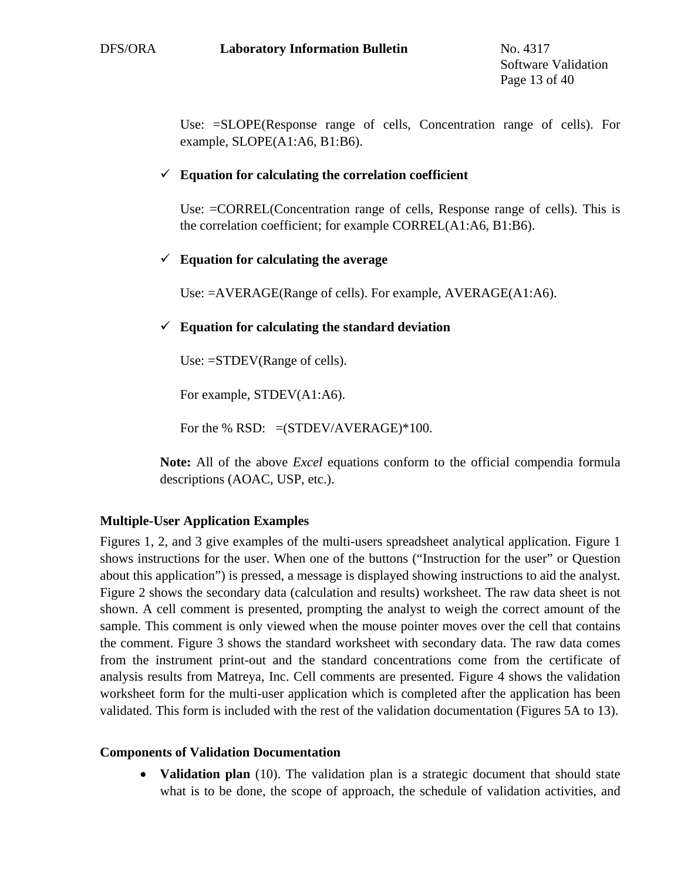Use: =SLOPE(Response range of cells, Concentration range of cells). For example, SLOPE(A1:A6, B1:B6).

- ✓ **Equation for calculating the correlation coefficient**

  Use: =CORREL(Concentration range of cells, Response range of cells). This is the correlation coefficient; for example CORREL(A1:A6, B1:B6).

- ✓ **Equation for calculating the average**

  Use: =AVERAGE(Range of cells). For example, AVERAGE(A1:A6).

- ✓ **Equation for calculating the standard deviation**

  Use: =STDEV(Range of cells).

  For example, STDEV(A1:A6).

  For the % RSD: =(STDEV/AVERAGE)*100.

**Note:** All of the above *Excel* equations conform to the official compendia formula descriptions (AOAC, USP, etc.).

**Multiple-User Application Examples**

Figures 1, 2, and 3 give examples of the multi-users spreadsheet analytical application. Figure 1 shows instructions for the user. When one of the buttons ("Instruction for the user" or Question about this application") is pressed, a message is displayed showing instructions to aid the analyst. Figure 2 shows the secondary data (calculation and results) worksheet. The raw data sheet is not shown. A cell comment is presented, prompting the analyst to weigh the correct amount of the sample. This comment is only viewed when the mouse pointer moves over the cell that contains the comment. Figure 3 shows the standard worksheet with secondary data. The raw data comes from the instrument print-out and the standard concentrations come from the certificate of analysis results from Matreya, Inc. Cell comments are presented. Figure 4 shows the validation worksheet form for the multi-user application which is completed after the application has been validated. This form is included with the rest of the validation documentation (Figures 5A to 13).

**Components of Validation Documentation**

- **Validation plan** (10). The validation plan is a strategic document that should state what is to be done, the scope of approach, the schedule of validation activities, and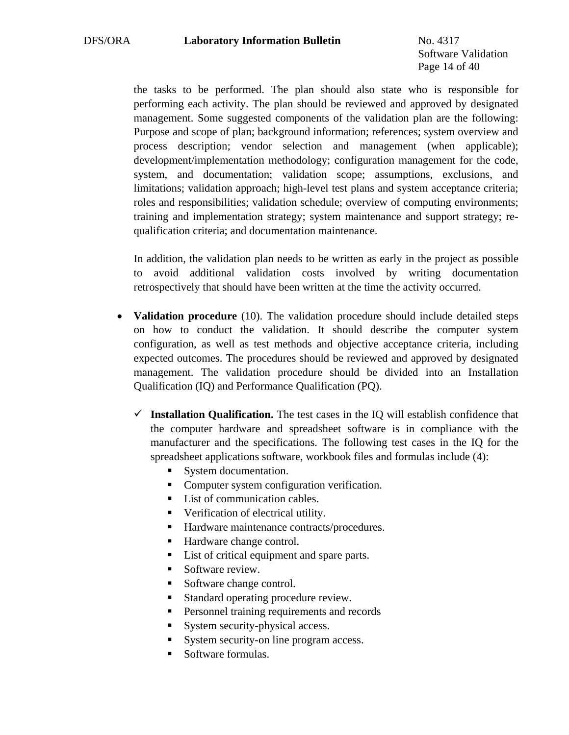the tasks to be performed. The plan should also state who is responsible for performing each activity. The plan should be reviewed and approved by designated management. Some suggested components of the validation plan are the following: Purpose and scope of plan; background information; references; system overview and process description; vendor selection and management (when applicable); development/implementation methodology; configuration management for the code, system, and documentation; validation scope; assumptions, exclusions, and limitations; validation approach; high-level test plans and system acceptance criteria; roles and responsibilities; validation schedule; overview of computing environments; training and implementation strategy; system maintenance and support strategy; re-qualification criteria; and documentation maintenance.

In addition, the validation plan needs to be written as early in the project as possible to avoid additional validation costs involved by writing documentation retrospectively that should have been written at the time the activity occurred.

- **Validation procedure** (10). The validation procedure should include detailed steps on how to conduct the validation. It should describe the computer system configuration, as well as test methods and objective acceptance criteria, including expected outcomes. The procedures should be reviewed and approved by designated management. The validation procedure should be divided into an Installation Qualification (IQ) and Performance Qualification (PQ).

  - ✓ **Installation Qualification.** The test cases in the IQ will establish confidence that the computer hardware and spreadsheet software is in compliance with the manufacturer and the specifications. The following test cases in the IQ for the spreadsheet applications software, workbook files and formulas include (4):
    - System documentation.
    - Computer system configuration verification.
    - List of communication cables.
    - Verification of electrical utility.
    - Hardware maintenance contracts/procedures.
    - Hardware change control.
    - List of critical equipment and spare parts.
    - Software review.
    - Software change control.
    - Standard operating procedure review.
    - Personnel training requirements and records
    - System security-physical access.
    - System security-on line program access.
    - Software formulas.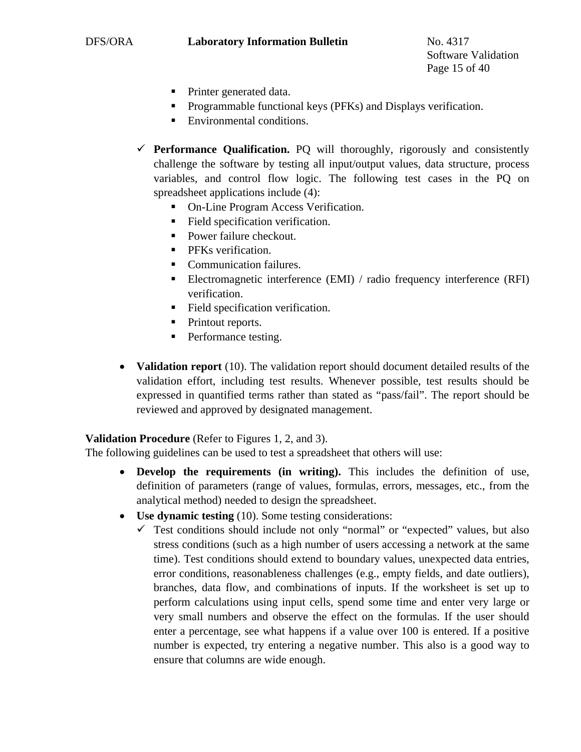- Printer generated data.
    - Programmable functional keys (PFKs) and Displays verification.
    - Environmental conditions.

  - ✓ **Performance Qualification.** PQ will thoroughly, rigorously and consistently challenge the software by testing all input/output values, data structure, process variables, and control flow logic. The following test cases in the PQ on spreadsheet applications include (4):
    - On-Line Program Access Verification.
    - Field specification verification.
    - Power failure checkout.
    - PFKs verification.
    - Communication failures.
    - Electromagnetic interference (EMI) / radio frequency interference (RFI) verification.
    - Field specification verification.
    - Printout reports.
    - Performance testing.

- **Validation report** (10). The validation report should document detailed results of the validation effort, including test results. Whenever possible, test results should be expressed in quantified terms rather than stated as "pass/fail". The report should be reviewed and approved by designated management.

**Validation Procedure** (Refer to Figures 1, 2, and 3).
The following guidelines can be used to test a spreadsheet that others will use:

- **Develop the requirements (in writing).** This includes the definition of use, definition of parameters (range of values, formulas, errors, messages, etc., from the analytical method) needed to design the spreadsheet.
- **Use dynamic testing** (10). Some testing considerations:
  - ✓ Test conditions should include not only "normal" or "expected" values, but also stress conditions (such as a high number of users accessing a network at the same time). Test conditions should extend to boundary values, unexpected data entries, error conditions, reasonableness challenges (e.g., empty fields, and date outliers), branches, data flow, and combinations of inputs. If the worksheet is set up to perform calculations using input cells, spend some time and enter very large or very small numbers and observe the effect on the formulas. If the user should enter a percentage, see what happens if a value over 100 is entered. If a positive number is expected, try entering a negative number. This also is a good way to ensure that columns are wide enough.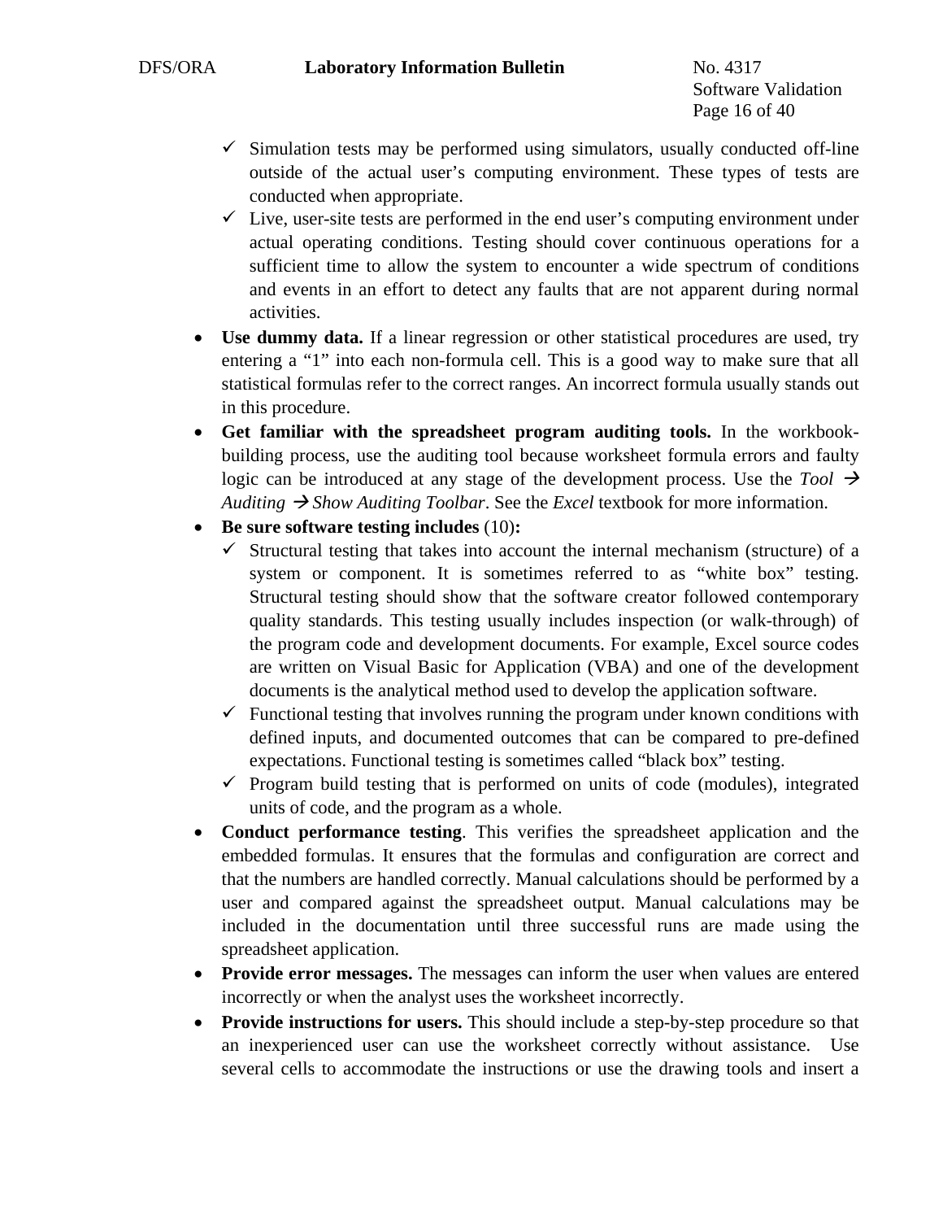- ✓ Simulation tests may be performed using simulators, usually conducted off-line outside of the actual user's computing environment. These types of tests are conducted when appropriate.
  - ✓ Live, user-site tests are performed in the end user's computing environment under actual operating conditions. Testing should cover continuous operations for a sufficient time to allow the system to encounter a wide spectrum of conditions and events in an effort to detect any faults that are not apparent during normal activities.

- **Use dummy data.** If a linear regression or other statistical procedures are used, try entering a "1" into each non-formula cell. This is a good way to make sure that all statistical formulas refer to the correct ranges. An incorrect formula usually stands out in this procedure.
- **Get familiar with the spreadsheet program auditing tools.** In the workbook-building process, use the auditing tool because worksheet formula errors and faulty logic can be introduced at any stage of the development process. Use the *Tool → Auditing → Show Auditing Toolbar*. See the *Excel* textbook for more information.
- **Be sure software testing includes** (10)**:**
  - ✓ Structural testing that takes into account the internal mechanism (structure) of a system or component. It is sometimes referred to as "white box" testing. Structural testing should show that the software creator followed contemporary quality standards. This testing usually includes inspection (or walk-through) of the program code and development documents. For example, Excel source codes are written on Visual Basic for Application (VBA) and one of the development documents is the analytical method used to develop the application software.
  - ✓ Functional testing that involves running the program under known conditions with defined inputs, and documented outcomes that can be compared to pre-defined expectations. Functional testing is sometimes called "black box" testing.
  - ✓ Program build testing that is performed on units of code (modules), integrated units of code, and the program as a whole.
- **Conduct performance testing**. This verifies the spreadsheet application and the embedded formulas. It ensures that the formulas and configuration are correct and that the numbers are handled correctly. Manual calculations should be performed by a user and compared against the spreadsheet output. Manual calculations may be included in the documentation until three successful runs are made using the spreadsheet application.
- **Provide error messages.** The messages can inform the user when values are entered incorrectly or when the analyst uses the worksheet incorrectly.
- **Provide instructions for users.** This should include a step-by-step procedure so that an inexperienced user can use the worksheet correctly without assistance. Use several cells to accommodate the instructions or use the drawing tools and insert a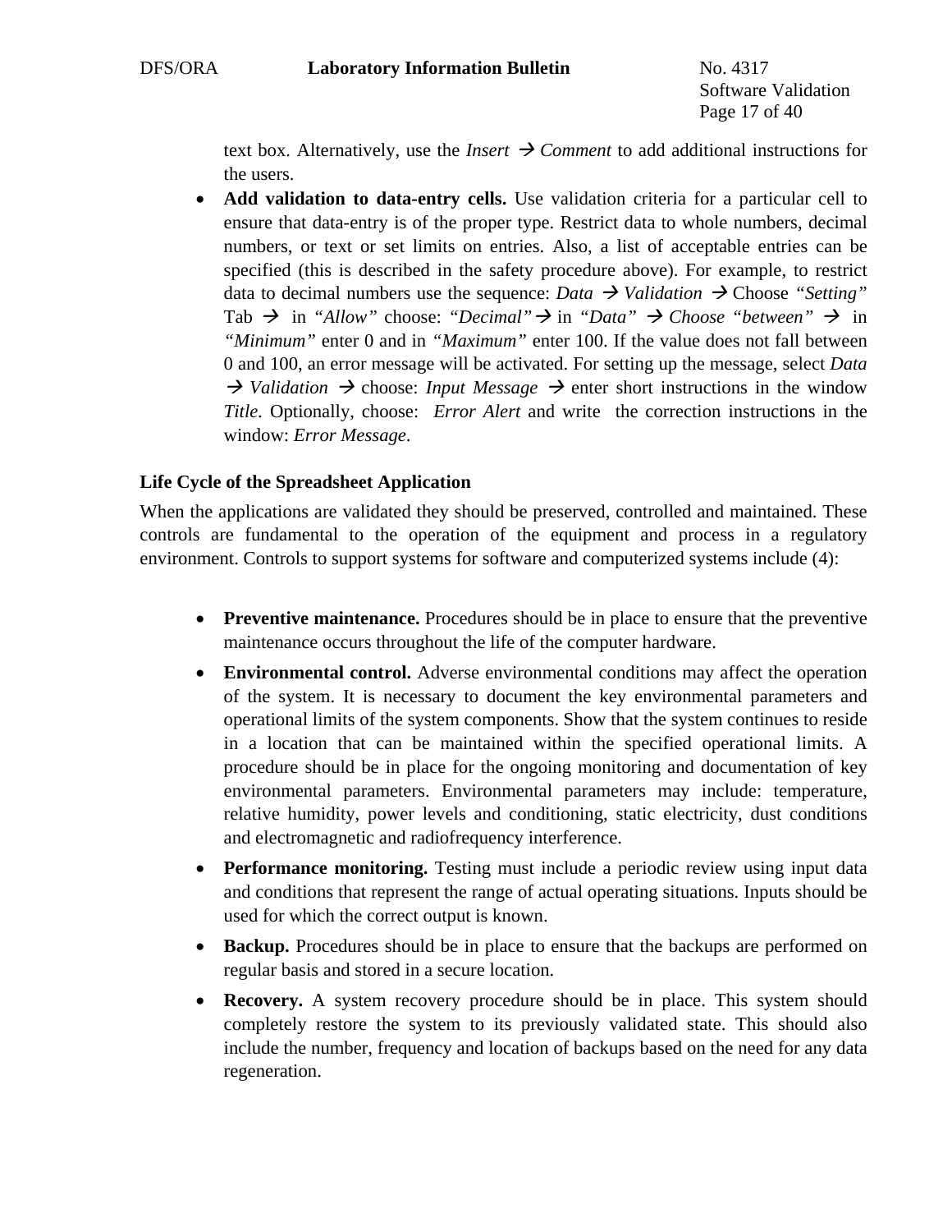text box. Alternatively, use the *Insert* → *Comment* to add additional instructions for the users.

- **Add validation to data-entry cells.** Use validation criteria for a particular cell to ensure that data-entry is of the proper type. Restrict data to whole numbers, decimal numbers, or text or set limits on entries. Also, a list of acceptable entries can be specified (this is described in the safety procedure above). For example, to restrict data to decimal numbers use the sequence: *Data* → *Validation* → Choose *"Setting"* Tab → in *"Allow"* choose: *"Decimal"* → in *"Data"* → *Choose "between"* → in *"Minimum"* enter 0 and in *"Maximum"* enter 100. If the value does not fall between 0 and 100, an error message will be activated. For setting up the message, select *Data* → *Validation* → choose: *Input Message* → enter short instructions in the window *Title*. Optionally, choose: *Error Alert* and write the correction instructions in the window: *Error Message*.

**Life Cycle of the Spreadsheet Application**

When the applications are validated they should be preserved, controlled and maintained. These controls are fundamental to the operation of the equipment and process in a regulatory environment. Controls to support systems for software and computerized systems include (4):

- **Preventive maintenance.** Procedures should be in place to ensure that the preventive maintenance occurs throughout the life of the computer hardware.
- **Environmental control.** Adverse environmental conditions may affect the operation of the system. It is necessary to document the key environmental parameters and operational limits of the system components. Show that the system continues to reside in a location that can be maintained within the specified operational limits. A procedure should be in place for the ongoing monitoring and documentation of key environmental parameters. Environmental parameters may include: temperature, relative humidity, power levels and conditioning, static electricity, dust conditions and electromagnetic and radiofrequency interference.
- **Performance monitoring.** Testing must include a periodic review using input data and conditions that represent the range of actual operating situations. Inputs should be used for which the correct output is known.
- **Backup.** Procedures should be in place to ensure that the backups are performed on regular basis and stored in a secure location.
- **Recovery.** A system recovery procedure should be in place. This system should completely restore the system to its previously validated state. This should also include the number, frequency and location of backups based on the need for any data regeneration.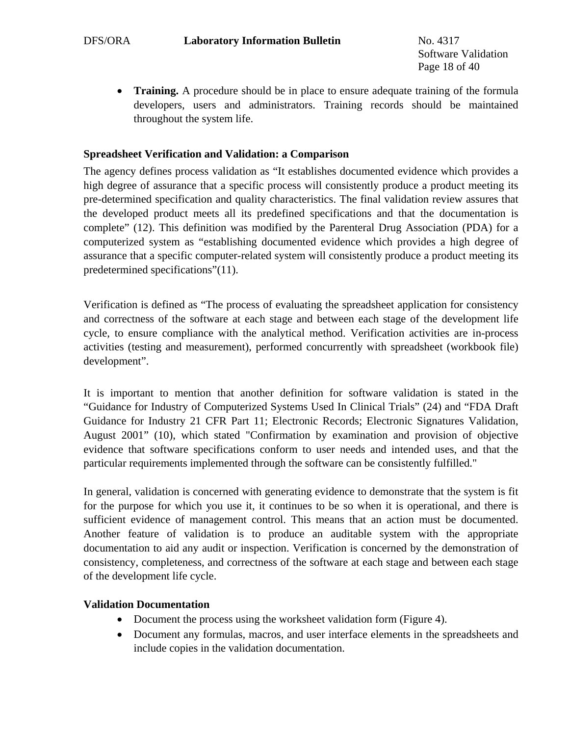- **Training.** A procedure should be in place to ensure adequate training of the formula developers, users and administrators. Training records should be maintained throughout the system life.

**Spreadsheet Verification and Validation: a Comparison**

The agency defines process validation as “It establishes documented evidence which provides a high degree of assurance that a specific process will consistently produce a product meeting its pre-determined specification and quality characteristics. The final validation review assures that the developed product meets all its predefined specifications and that the documentation is complete” (12). This definition was modified by the Parenteral Drug Association (PDA) for a computerized system as “establishing documented evidence which provides a high degree of assurance that a specific computer-related system will consistently produce a product meeting its predetermined specifications”(11).

Verification is defined as “The process of evaluating the spreadsheet application for consistency and correctness of the software at each stage and between each stage of the development life cycle, to ensure compliance with the analytical method. Verification activities are in-process activities (testing and measurement), performed concurrently with spreadsheet (workbook file) development”.

It is important to mention that another definition for software validation is stated in the “Guidance for Industry of Computerized Systems Used In Clinical Trials” (24) and “FDA Draft Guidance for Industry 21 CFR Part 11; Electronic Records; Electronic Signatures Validation, August 2001” (10), which stated "Confirmation by examination and provision of objective evidence that software specifications conform to user needs and intended uses, and that the particular requirements implemented through the software can be consistently fulfilled."

In general, validation is concerned with generating evidence to demonstrate that the system is fit for the purpose for which you use it, it continues to be so when it is operational, and there is sufficient evidence of management control. This means that an action must be documented. Another feature of validation is to produce an auditable system with the appropriate documentation to aid any audit or inspection. Verification is concerned by the demonstration of consistency, completeness, and correctness of the software at each stage and between each stage of the development life cycle.

**Validation Documentation**

- Document the process using the worksheet validation form (Figure 4).
- Document any formulas, macros, and user interface elements in the spreadsheets and include copies in the validation documentation.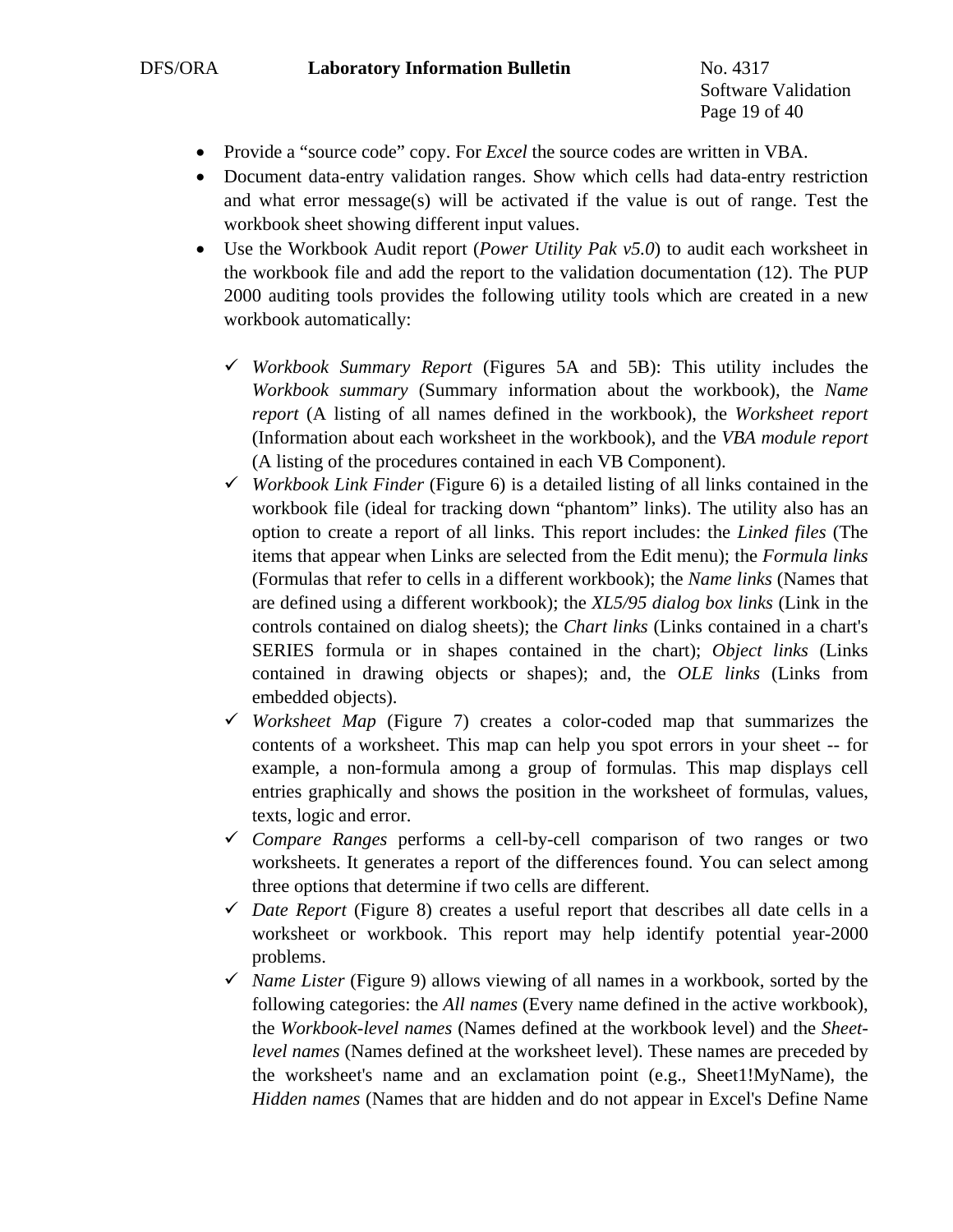- Provide a "source code" copy. For *Excel* the source codes are written in VBA.
- Document data-entry validation ranges. Show which cells had data-entry restriction and what error message(s) will be activated if the value is out of range. Test the workbook sheet showing different input values.
- Use the Workbook Audit report (*Power Utility Pak v5.0*) to audit each worksheet in the workbook file and add the report to the validation documentation (12). The PUP 2000 auditing tools provides the following utility tools which are created in a new workbook automatically:

  - ✓ *Workbook Summary Report* (Figures 5A and 5B): This utility includes the *Workbook summary* (Summary information about the workbook), the *Name report* (A listing of all names defined in the workbook), the *Worksheet report* (Information about each worksheet in the workbook), and the *VBA module report* (A listing of the procedures contained in each VB Component).
  - ✓ *Workbook Link Finder* (Figure 6) is a detailed listing of all links contained in the workbook file (ideal for tracking down "phantom" links). The utility also has an option to create a report of all links. This report includes: the *Linked files* (The items that appear when Links are selected from the Edit menu); the *Formula links* (Formulas that refer to cells in a different workbook); the *Name links* (Names that are defined using a different workbook); the *XL5/95 dialog box links* (Link in the controls contained on dialog sheets); the *Chart links* (Links contained in a chart's SERIES formula or in shapes contained in the chart); *Object links* (Links contained in drawing objects or shapes); and, the *OLE links* (Links from embedded objects).
  - ✓ *Worksheet Map* (Figure 7) creates a color-coded map that summarizes the contents of a worksheet. This map can help you spot errors in your sheet -- for example, a non-formula among a group of formulas. This map displays cell entries graphically and shows the position in the worksheet of formulas, values, texts, logic and error.
  - ✓ *Compare Ranges* performs a cell-by-cell comparison of two ranges or two worksheets. It generates a report of the differences found. You can select among three options that determine if two cells are different.
  - ✓ *Date Report* (Figure 8) creates a useful report that describes all date cells in a worksheet or workbook. This report may help identify potential year-2000 problems.
  - ✓ *Name Lister* (Figure 9) allows viewing of all names in a workbook, sorted by the following categories: the *All names* (Every name defined in the active workbook), the *Workbook-level names* (Names defined at the workbook level) and the *Sheet-level names* (Names defined at the worksheet level). These names are preceded by the worksheet's name and an exclamation point (e.g., Sheet1!MyName), the *Hidden names* (Names that are hidden and do not appear in Excel's Define Name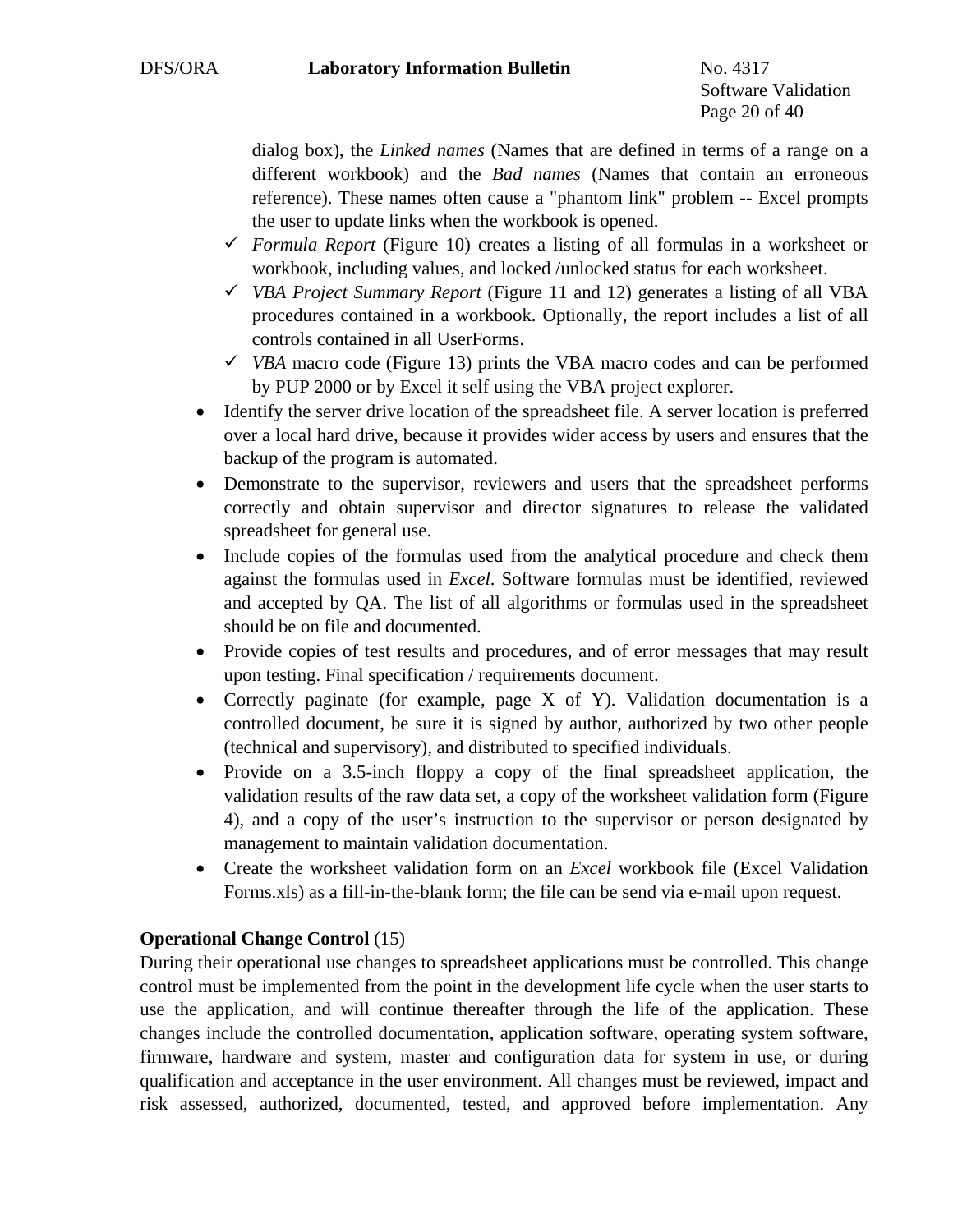dialog box), the *Linked names* (Names that are defined in terms of a range on a different workbook) and the *Bad names* (Names that contain an erroneous reference). These names often cause a "phantom link" problem -- Excel prompts the user to update links when the workbook is opened.

  - ✓ *Formula Report* (Figure 10) creates a listing of all formulas in a worksheet or workbook, including values, and locked /unlocked status for each worksheet.
  - ✓ *VBA Project Summary Report* (Figure 11 and 12) generates a listing of all VBA procedures contained in a workbook. Optionally, the report includes a list of all controls contained in all UserForms.
  - ✓ *VBA* macro code (Figure 13) prints the VBA macro codes and can be performed by PUP 2000 or by Excel it self using the VBA project explorer.

- Identify the server drive location of the spreadsheet file. A server location is preferred over a local hard drive, because it provides wider access by users and ensures that the backup of the program is automated.
- Demonstrate to the supervisor, reviewers and users that the spreadsheet performs correctly and obtain supervisor and director signatures to release the validated spreadsheet for general use.
- Include copies of the formulas used from the analytical procedure and check them against the formulas used in *Excel*. Software formulas must be identified, reviewed and accepted by QA. The list of all algorithms or formulas used in the spreadsheet should be on file and documented.
- Provide copies of test results and procedures, and of error messages that may result upon testing. Final specification / requirements document.
- Correctly paginate (for example, page X of Y). Validation documentation is a controlled document, be sure it is signed by author, authorized by two other people (technical and supervisory), and distributed to specified individuals.
- Provide on a 3.5-inch floppy a copy of the final spreadsheet application, the validation results of the raw data set, a copy of the worksheet validation form (Figure 4), and a copy of the user's instruction to the supervisor or person designated by management to maintain validation documentation.
- Create the worksheet validation form on an *Excel* workbook file (Excel Validation Forms.xls) as a fill-in-the-blank form; the file can be send via e-mail upon request.

**Operational Change Control** (15)

During their operational use changes to spreadsheet applications must be controlled. This change control must be implemented from the point in the development life cycle when the user starts to use the application, and will continue thereafter through the life of the application. These changes include the controlled documentation, application software, operating system software, firmware, hardware and system, master and configuration data for system in use, or during qualification and acceptance in the user environment. All changes must be reviewed, impact and risk assessed, authorized, documented, tested, and approved before implementation. Any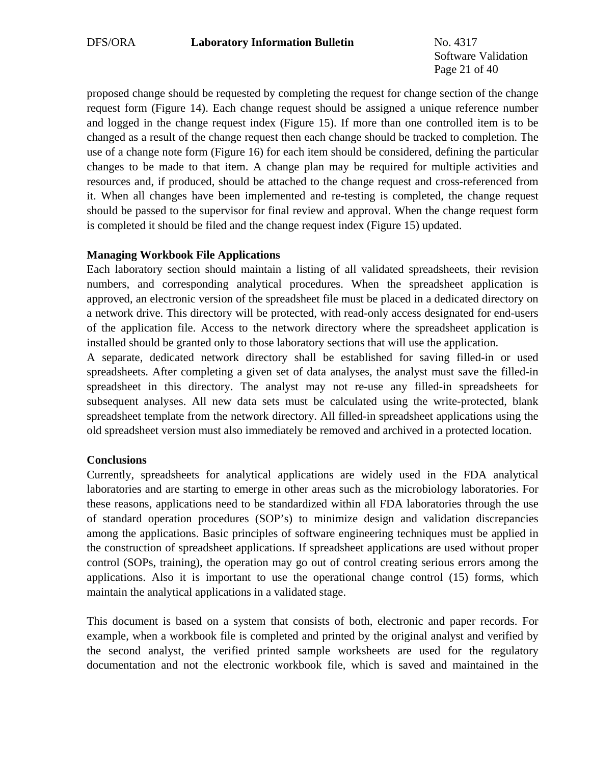proposed change should be requested by completing the request for change section of the change request form (Figure 14). Each change request should be assigned a unique reference number and logged in the change request index (Figure 15). If more than one controlled item is to be changed as a result of the change request then each change should be tracked to completion. The use of a change note form (Figure 16) for each item should be considered, defining the particular changes to be made to that item. A change plan may be required for multiple activities and resources and, if produced, should be attached to the change request and cross-referenced from it. When all changes have been implemented and re-testing is completed, the change request should be passed to the supervisor for final review and approval. When the change request form is completed it should be filed and the change request index (Figure 15) updated.

**Managing Workbook File Applications**

Each laboratory section should maintain a listing of all validated spreadsheets, their revision numbers, and corresponding analytical procedures. When the spreadsheet application is approved, an electronic version of the spreadsheet file must be placed in a dedicated directory on a network drive. This directory will be protected, with read-only access designated for end-users of the application file. Access to the network directory where the spreadsheet application is installed should be granted only to those laboratory sections that will use the application.

A separate, dedicated network directory shall be established for saving filled-in or used spreadsheets. After completing a given set of data analyses, the analyst must save the filled-in spreadsheet in this directory. The analyst may not re-use any filled-in spreadsheets for subsequent analyses. All new data sets must be calculated using the write-protected, blank spreadsheet template from the network directory. All filled-in spreadsheet applications using the old spreadsheet version must also immediately be removed and archived in a protected location.

**Conclusions**

Currently, spreadsheets for analytical applications are widely used in the FDA analytical laboratories and are starting to emerge in other areas such as the microbiology laboratories. For these reasons, applications need to be standardized within all FDA laboratories through the use of standard operation procedures (SOP's) to minimize design and validation discrepancies among the applications. Basic principles of software engineering techniques must be applied in the construction of spreadsheet applications. If spreadsheet applications are used without proper control (SOPs, training), the operation may go out of control creating serious errors among the applications. Also it is important to use the operational change control (15) forms, which maintain the analytical applications in a validated stage.

This document is based on a system that consists of both, electronic and paper records. For example, when a workbook file is completed and printed by the original analyst and verified by the second analyst, the verified printed sample worksheets are used for the regulatory documentation and not the electronic workbook file, which is saved and maintained in the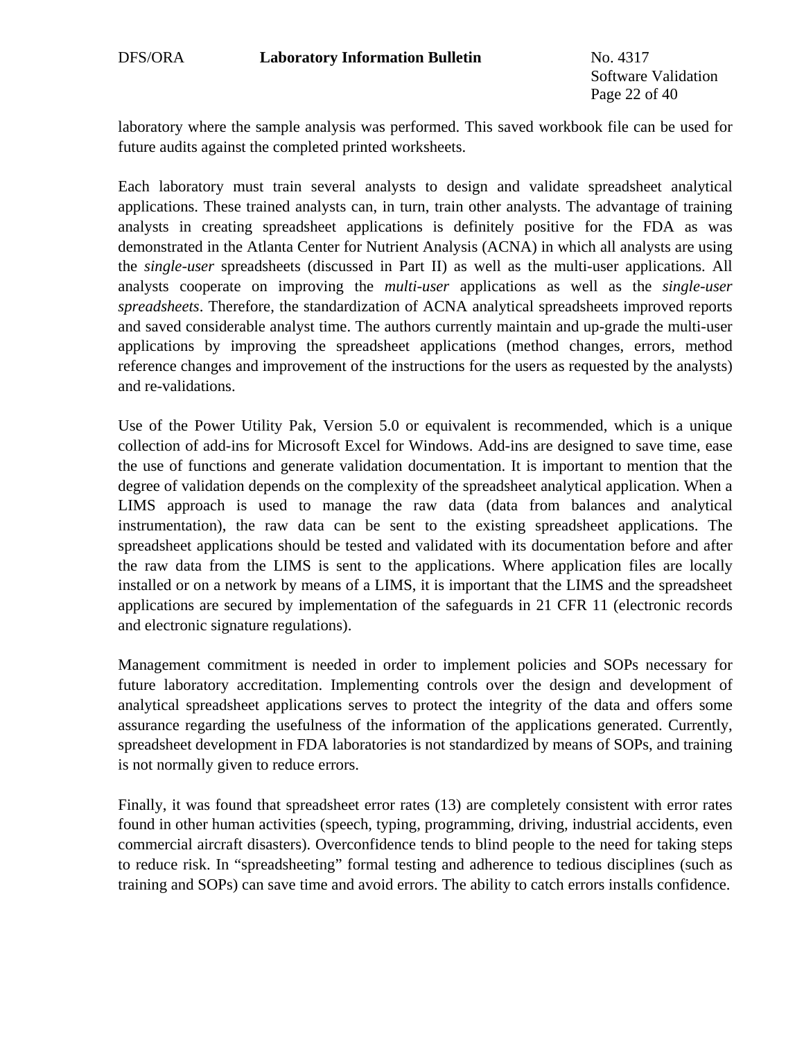laboratory where the sample analysis was performed. This saved workbook file can be used for future audits against the completed printed worksheets.

Each laboratory must train several analysts to design and validate spreadsheet analytical applications. These trained analysts can, in turn, train other analysts. The advantage of training analysts in creating spreadsheet applications is definitely positive for the FDA as was demonstrated in the Atlanta Center for Nutrient Analysis (ACNA) in which all analysts are using the *single-user* spreadsheets (discussed in Part II) as well as the multi-user applications. All analysts cooperate on improving the *multi-user* applications as well as the *single-user spreadsheets*. Therefore, the standardization of ACNA analytical spreadsheets improved reports and saved considerable analyst time. The authors currently maintain and up-grade the multi-user applications by improving the spreadsheet applications (method changes, errors, method reference changes and improvement of the instructions for the users as requested by the analysts) and re-validations.

Use of the Power Utility Pak, Version 5.0 or equivalent is recommended, which is a unique collection of add-ins for Microsoft Excel for Windows. Add-ins are designed to save time, ease the use of functions and generate validation documentation. It is important to mention that the degree of validation depends on the complexity of the spreadsheet analytical application. When a LIMS approach is used to manage the raw data (data from balances and analytical instrumentation), the raw data can be sent to the existing spreadsheet applications. The spreadsheet applications should be tested and validated with its documentation before and after the raw data from the LIMS is sent to the applications. Where application files are locally installed or on a network by means of a LIMS, it is important that the LIMS and the spreadsheet applications are secured by implementation of the safeguards in 21 CFR 11 (electronic records and electronic signature regulations).

Management commitment is needed in order to implement policies and SOPs necessary for future laboratory accreditation. Implementing controls over the design and development of analytical spreadsheet applications serves to protect the integrity of the data and offers some assurance regarding the usefulness of the information of the applications generated. Currently, spreadsheet development in FDA laboratories is not standardized by means of SOPs, and training is not normally given to reduce errors.

Finally, it was found that spreadsheet error rates (13) are completely consistent with error rates found in other human activities (speech, typing, programming, driving, industrial accidents, even commercial aircraft disasters). Overconfidence tends to blind people to the need for taking steps to reduce risk. In “spreadsheeting” formal testing and adherence to tedious disciplines (such as training and SOPs) can save time and avoid errors. The ability to catch errors installs confidence.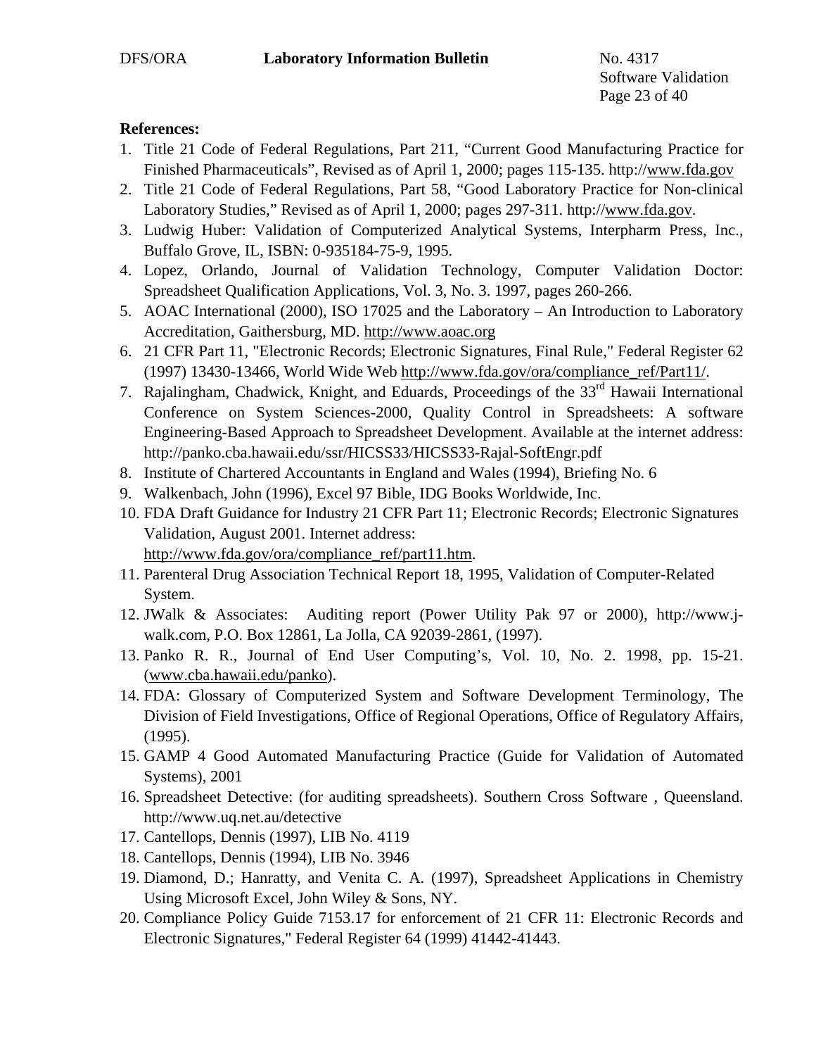**References:**

1. Title 21 Code of Federal Regulations, Part 211, "Current Good Manufacturing Practice for Finished Pharmaceuticals", Revised as of April 1, 2000; pages 115-135. http://www.fda.gov
2. Title 21 Code of Federal Regulations, Part 58, "Good Laboratory Practice for Non-clinical Laboratory Studies," Revised as of April 1, 2000; pages 297-311. http://www.fda.gov.
3. Ludwig Huber: Validation of Computerized Analytical Systems, Interpharm Press, Inc., Buffalo Grove, IL, ISBN: 0-935184-75-9, 1995.
4. Lopez, Orlando, Journal of Validation Technology, Computer Validation Doctor: Spreadsheet Qualification Applications, Vol. 3, No. 3. 1997, pages 260-266.
5. AOAC International (2000), ISO 17025 and the Laboratory – An Introduction to Laboratory Accreditation, Gaithersburg, MD. http://www.aoac.org
6. 21 CFR Part 11, "Electronic Records; Electronic Signatures, Final Rule," Federal Register 62 (1997) 13430-13466, World Wide Web http://www.fda.gov/ora/compliance_ref/Part11/.
7. Rajalingham, Chadwick, Knight, and Eduards, Proceedings of the 33rd Hawaii International Conference on System Sciences-2000, Quality Control in Spreadsheets: A software Engineering-Based Approach to Spreadsheet Development. Available at the internet address: http://panko.cba.hawaii.edu/ssr/HICSS33/HICSS33-Rajal-SoftEngr.pdf
8. Institute of Chartered Accountants in England and Wales (1994), Briefing No. 6
9. Walkenbach, John (1996), Excel 97 Bible, IDG Books Worldwide, Inc.
10. FDA Draft Guidance for Industry 21 CFR Part 11; Electronic Records; Electronic Signatures Validation, August 2001. Internet address: http://www.fda.gov/ora/compliance_ref/part11.htm.
11. Parenteral Drug Association Technical Report 18, 1995, Validation of Computer-Related System.
12. JWalk & Associates: Auditing report (Power Utility Pak 97 or 2000), http://www.j-walk.com, P.O. Box 12861, La Jolla, CA 92039-2861, (1997).
13. Panko R. R., Journal of End User Computing's, Vol. 10, No. 2. 1998, pp. 15-21. (www.cba.hawaii.edu/panko).
14. FDA: Glossary of Computerized System and Software Development Terminology, The Division of Field Investigations, Office of Regional Operations, Office of Regulatory Affairs, (1995).
15. GAMP 4 Good Automated Manufacturing Practice (Guide for Validation of Automated Systems), 2001
16. Spreadsheet Detective: (for auditing spreadsheets). Southern Cross Software , Queensland. http://www.uq.net.au/detective
17. Cantellops, Dennis (1997), LIB No. 4119
18. Cantellops, Dennis (1994), LIB No. 3946
19. Diamond, D.; Hanratty, and Venita C. A. (1997), Spreadsheet Applications in Chemistry Using Microsoft Excel, John Wiley & Sons, NY.
20. Compliance Policy Guide 7153.17 for enforcement of 21 CFR 11: Electronic Records and Electronic Signatures," Federal Register 64 (1999) 41442-41443.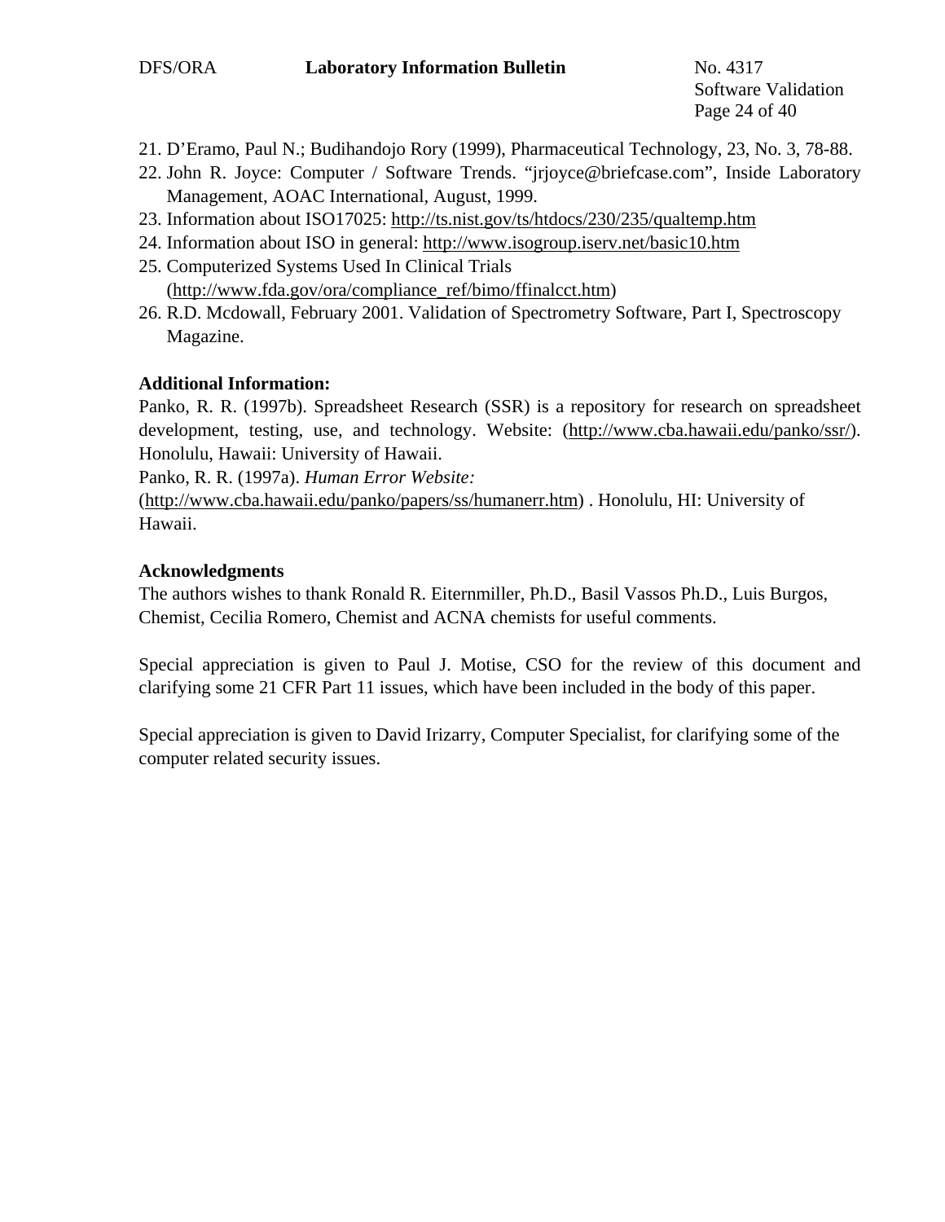21. D'Eramo, Paul N.; Budihandojo Rory (1999), Pharmaceutical Technology, 23, No. 3, 78-88.
22. John R. Joyce: Computer / Software Trends. "jrjoyce@briefcase.com", Inside Laboratory Management, AOAC International, August, 1999.
23. Information about ISO17025: http://ts.nist.gov/ts/htdocs/230/235/qualtemp.htm
24. Information about ISO in general: http://www.isogroup.iserv.net/basic10.htm
25. Computerized Systems Used In Clinical Trials (http://www.fda.gov/ora/compliance_ref/bimo/ffinalcct.htm)
26. R.D. Mcdowall, February 2001. Validation of Spectrometry Software, Part I, Spectroscopy Magazine.

**Additional Information:**

Panko, R. R. (1997b). Spreadsheet Research (SSR) is a repository for research on spreadsheet development, testing, use, and technology. Website: (http://www.cba.hawaii.edu/panko/ssr/). Honolulu, Hawaii: University of Hawaii.

Panko, R. R. (1997a). *Human Error Website:* (http://www.cba.hawaii.edu/panko/papers/ss/humanerr.htm) . Honolulu, HI: University of Hawaii.

**Acknowledgments**

The authors wishes to thank Ronald R. Eiternmiller, Ph.D., Basil Vassos Ph.D., Luis Burgos, Chemist, Cecilia Romero, Chemist and ACNA chemists for useful comments.

Special appreciation is given to Paul J. Motise, CSO for the review of this document and clarifying some 21 CFR Part 11 issues, which have been included in the body of this paper.

Special appreciation is given to David Irizarry, Computer Specialist, for clarifying some of the computer related security issues.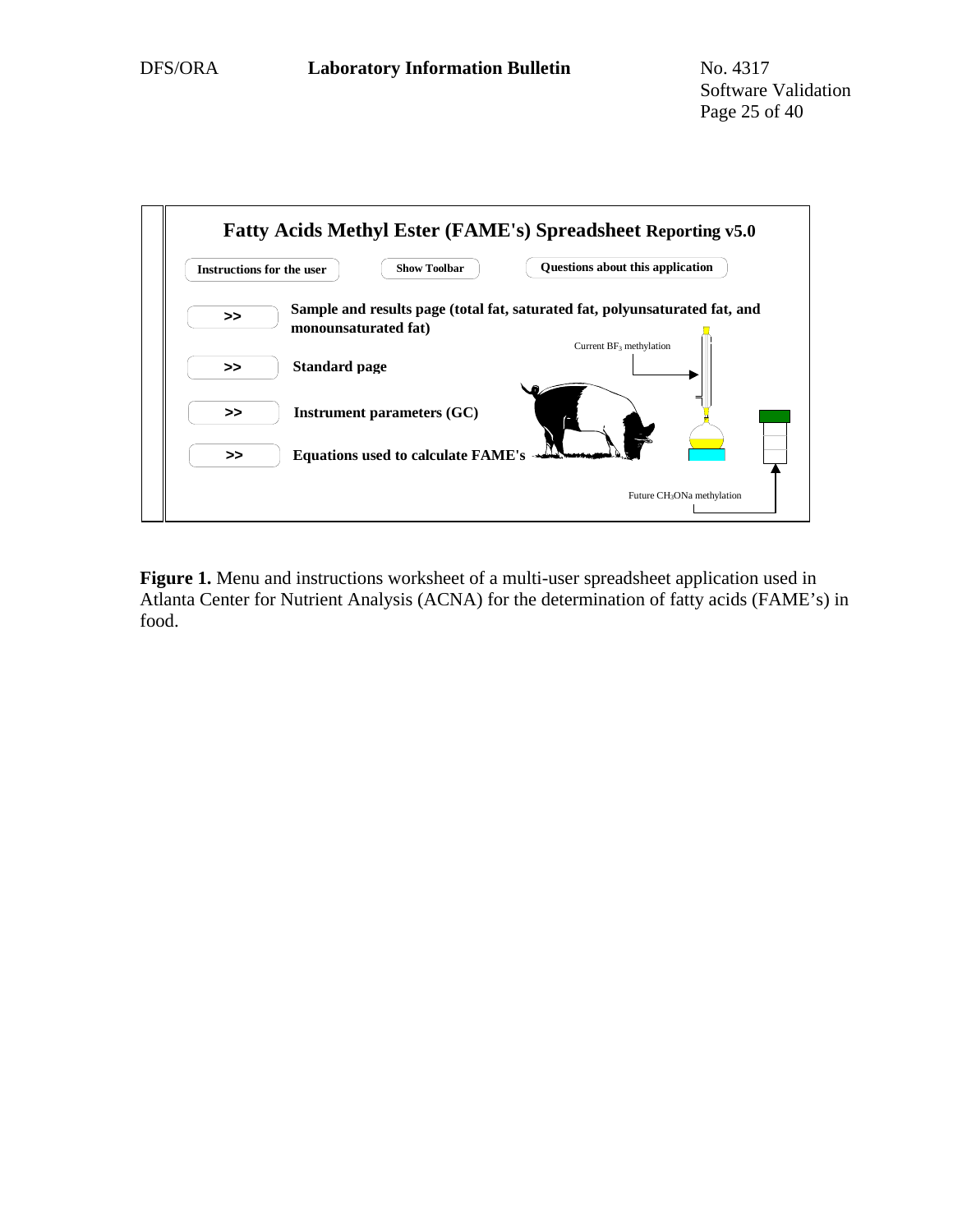**Fatty Acids Methyl Ester (FAME's) Spreadsheet Reporting v5.0**

Instructions for the user | Show Toolbar | Questions about this application

\>> **Sample and results page (total fat, saturated fat, polyunsaturated fat, and monounsaturated fat)**

\>> **Standard page**

\>> **Instrument parameters (GC)**

\>> **Equations used to calculate FAME's**

Current $BF_3$ methylation

Future $CH_3ONa$ methylation

**Figure 1.** Menu and instructions worksheet of a multi-user spreadsheet application used in Atlanta Center for Nutrient Analysis (ACNA) for the determination of fatty acids (FAME's) in food.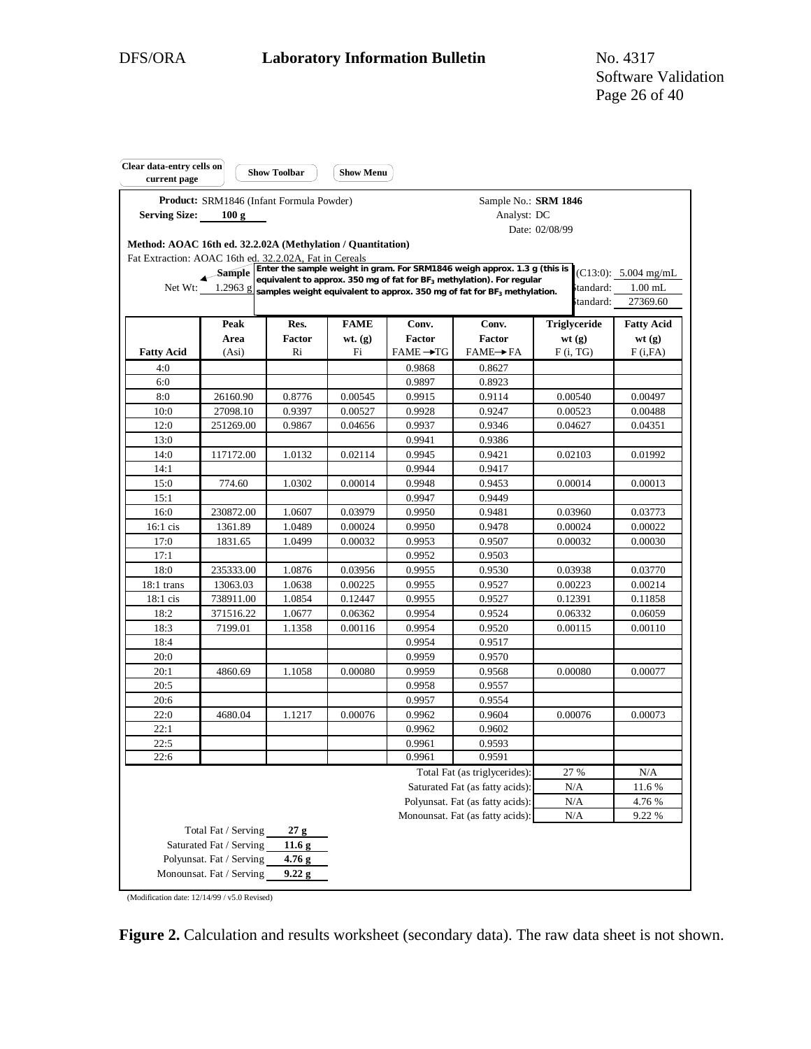Clear data-entry cells on current page | Show Toolbar | Show Menu

**Product:** SRM1846 (Infant Formula Powder)  
**Serving Size:** 100 g

Sample No.: **SRM 1846**  
Analyst: DC  
Date: 02/08/99

**Method: AOAC 16th ed. 32.2.02A (Methylation / Quantitation)**  
Fat Extraction: AOAC 16th ed. 32.2.02A, Fat in Cereals

**Sample** Net Wt: 1.2963 g

Enter the sample weight in gram. For SRM1846 weigh approx. 1.3 g (this is equivalent to approx. 350 mg of fat for $BF_3$ methylation). For regular samples weight equivalent to approx. 350 mg of fat for $BF_3$ methylation.

(C13:0): 5.004 mg/mL  
Standard: 1.00 mL  
Standard: 27369.60

| Fatty Acid | Peak Area (Asi) | Res. Factor Ri | FAME wt. (g) Fi | Conv. Factor FAME→TG | Conv. Factor FAME→FA | Triglyceride wt (g) F (i, TG) | Fatty Acid wt (g) F (i,FA) |
|---|---|---|---|---|---|---|---|
| 4:0 | | | | 0.9868 | 0.8627 | | |
| 6:0 | | | | 0.9897 | 0.8923 | | |
| 8:0 | 26160.90 | 0.8776 | 0.00545 | 0.9915 | 0.9114 | 0.00540 | 0.00497 |
| 10:0 | 27098.10 | 0.9397 | 0.00527 | 0.9928 | 0.9247 | 0.00523 | 0.00488 |
| 12:0 | 251269.00 | 0.9867 | 0.04656 | 0.9937 | 0.9346 | 0.04627 | 0.04351 |
| 13:0 | | | | 0.9941 | 0.9386 | | |
| 14:0 | 117172.00 | 1.0132 | 0.02114 | 0.9945 | 0.9421 | 0.02103 | 0.01992 |
| 14:1 | | | | 0.9944 | 0.9417 | | |
| 15:0 | 774.60 | 1.0302 | 0.00014 | 0.9948 | 0.9453 | 0.00014 | 0.00013 |
| 15:1 | | | | 0.9947 | 0.9449 | | |
| 16:0 | 230872.00 | 1.0607 | 0.03979 | 0.9950 | 0.9481 | 0.03960 | 0.03773 |
| 16:1 cis | 1361.89 | 1.0489 | 0.00024 | 0.9950 | 0.9478 | 0.00024 | 0.00022 |
| 17:0 | 1831.65 | 1.0499 | 0.00032 | 0.9953 | 0.9507 | 0.00032 | 0.00030 |
| 17:1 | | | | 0.9952 | 0.9503 | | |
| 18:0 | 235333.00 | 1.0876 | 0.03956 | 0.9955 | 0.9530 | 0.03938 | 0.03770 |
| 18:1 trans | 13063.03 | 1.0638 | 0.00225 | 0.9955 | 0.9527 | 0.00223 | 0.00214 |
| 18:1 cis | 738911.00 | 1.0854 | 0.12447 | 0.9955 | 0.9527 | 0.12391 | 0.11858 |
| 18:2 | 371516.22 | 1.0677 | 0.06362 | 0.9954 | 0.9524 | 0.06332 | 0.06059 |
| 18:3 | 7199.01 | 1.1358 | 0.00116 | 0.9954 | 0.9520 | 0.00115 | 0.00110 |
| 18:4 | | | | 0.9954 | 0.9517 | | |
| 20:0 | | | | 0.9959 | 0.9570 | | |
| 20:1 | 4860.69 | 1.1058 | 0.00080 | 0.9959 | 0.9568 | 0.00080 | 0.00077 |
| 20:5 | | | | 0.9958 | 0.9557 | | |
| 20:6 | | | | 0.9957 | 0.9554 | | |
| 22:0 | 4680.04 | 1.1217 | 0.00076 | 0.9962 | 0.9604 | 0.00076 | 0.00073 |
| 22:1 | | | | 0.9962 | 0.9602 | | |
| 22:5 | | | | 0.9961 | 0.9593 | | |
| 22:6 | | | | 0.9961 | 0.9591 | | |
| | | | | | Total Fat (as triglycerides): | 27 % | N/A |
| | | | | | Saturated Fat (as fatty acids): | N/A | 11.6 % |
| | | | | | Polyunsat. Fat (as fatty acids): | N/A | 4.76 % |
| | | | | | Monounsat. Fat (as fatty acids): | N/A | 9.22 % |

Total Fat / Serving **27 g**  
Saturated Fat / Serving **11.6 g**  
Polyunsat. Fat / Serving **4.76 g**  
Monounsat. Fat / Serving **9.22 g**

(Modification date: 12/14/99 / v5.0 Revised)

**Figure 2.** Calculation and results worksheet (secondary data). The raw data sheet is not shown.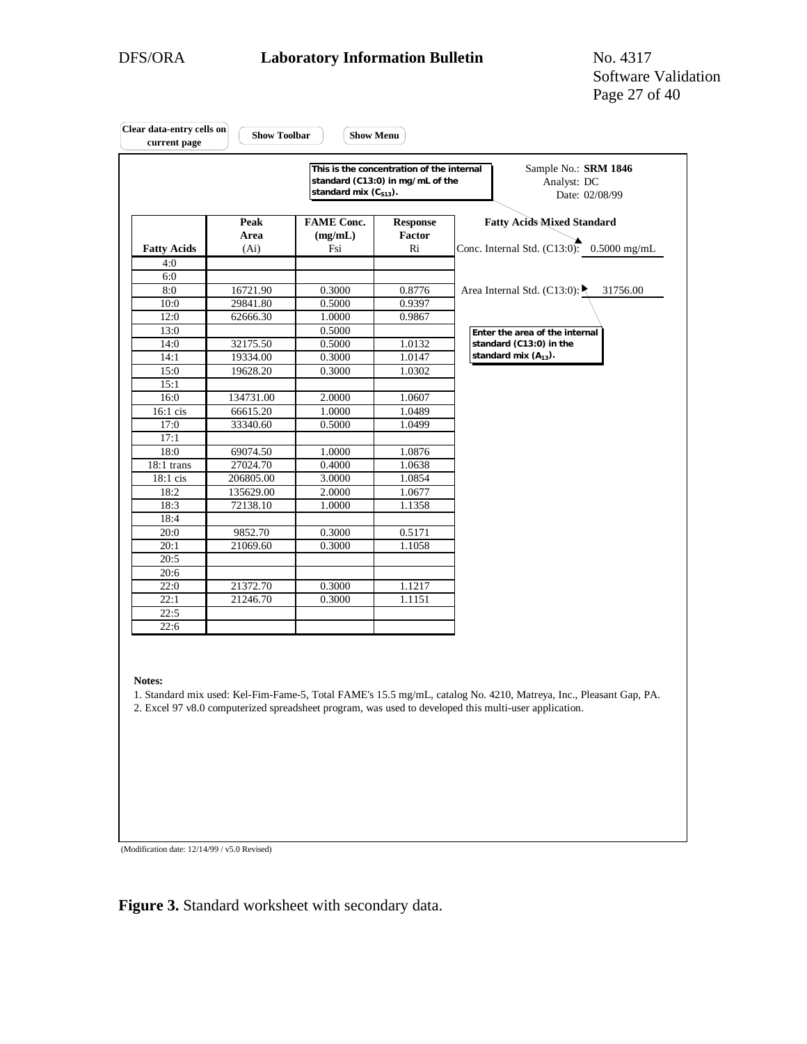Clear data-entry cells on current page | Show Toolbar | Show Menu

This is the concentration of the internal standard (C13:0) in mg/mL of the standard mix ($C_{S13}$).

Sample No.: **SRM 1846**
Analyst: DC
Date: 02/08/99

**Fatty Acids Mixed Standard**

Conc. Internal Std. (C13:0): 0.5000 mg/mL

Area Internal Std. (C13:0): 31756.00

Enter the area of the internal standard (C13:0) in the standard mix ($A_{13}$).

| Fatty Acids | Peak Area (Ai) | FAME Conc. (mg/mL) Fsi | Response Factor Ri |
|---|---|---|---|
| 4:0 | | | |
| 6:0 | | | |
| 8:0 | 16721.90 | 0.3000 | 0.8776 |
| 10:0 | 29841.80 | 0.5000 | 0.9397 |
| 12:0 | 62666.30 | 1.0000 | 0.9867 |
| 13:0 | | 0.5000 | |
| 14:0 | 32175.50 | 0.5000 | 1.0132 |
| 14:1 | 19334.00 | 0.3000 | 1.0147 |
| 15:0 | 19628.20 | 0.3000 | 1.0302 |
| 15:1 | | | |
| 16:0 | 134731.00 | 2.0000 | 1.0607 |
| 16:1 cis | 66615.20 | 1.0000 | 1.0489 |
| 17:0 | 33340.60 | 0.5000 | 1.0499 |
| 17:1 | | | |
| 18:0 | 69074.50 | 1.0000 | 1.0876 |
| 18:1 trans | 27024.70 | 0.4000 | 1.0638 |
| 18:1 cis | 206805.00 | 3.0000 | 1.0854 |
| 18:2 | 135629.00 | 2.0000 | 1.0677 |
| 18:3 | 72138.10 | 1.0000 | 1.1358 |
| 18:4 | | | |
| 20:0 | 9852.70 | 0.3000 | 0.5171 |
| 20:1 | 21069.60 | 0.3000 | 1.1058 |
| 20:5 | | | |
| 20:6 | | | |
| 22:0 | 21372.70 | 0.3000 | 1.1217 |
| 22:1 | 21246.70 | 0.3000 | 1.1151 |
| 22:5 | | | |
| 22:6 | | | |

**Notes:**

1. Standard mix used: Kel-Fim-Fame-5, Total FAME's 15.5 mg/mL, catalog No. 4210, Matreya, Inc., Pleasant Gap, PA.
2. Excel 97 v8.0 computerized spreadsheet program, was used to developed this multi-user application.

(Modification date: 12/14/99 / v5.0 Revised)

**Figure 3.** Standard worksheet with secondary data.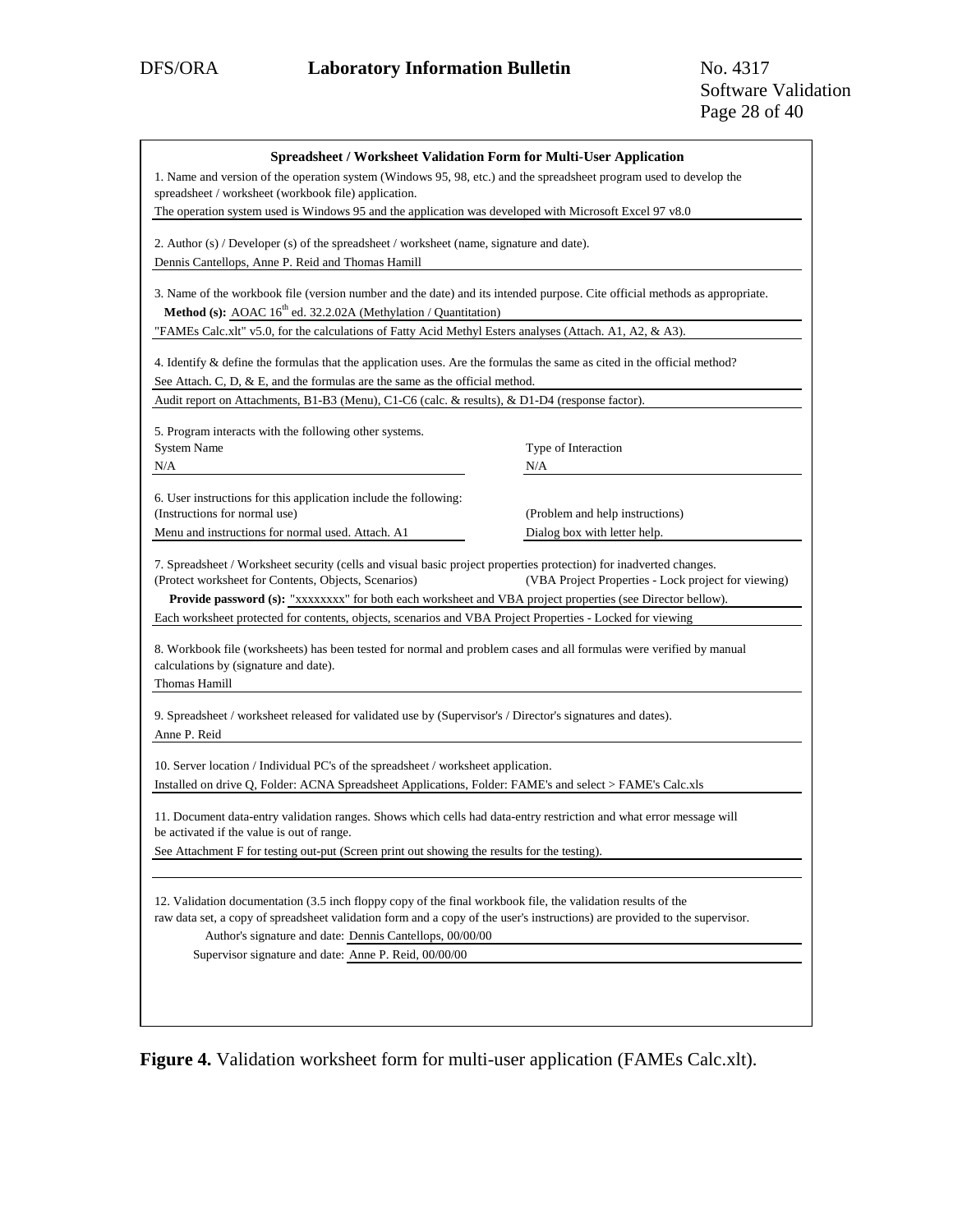**Spreadsheet / Worksheet Validation Form for Multi-User Application**

1. Name and version of the operation system (Windows 95, 98, etc.) and the spreadsheet program used to develop the spreadsheet / worksheet (workbook file) application.

The operation system used is Windows 95 and the application was developed with Microsoft Excel 97 v8.0

2. Author (s) / Developer (s) of the spreadsheet / worksheet (name, signature and date).

Dennis Cantellops, Anne P. Reid and Thomas Hamill

3. Name of the workbook file (version number and the date) and its intended purpose. Cite official methods as appropriate.

**Method (s):** AOAC 16th ed. 32.2.02A (Methylation / Quantitation)

"FAMEs Calc.xlt" v5.0, for the calculations of Fatty Acid Methyl Esters analyses (Attach. A1, A2, & A3).

4. Identify & define the formulas that the application uses. Are the formulas the same as cited in the official method?

See Attach. C, D, & E, and the formulas are the same as the official method.

Audit report on Attachments, B1-B3 (Menu), C1-C6 (calc. & results), & D1-D4 (response factor).

5. Program interacts with the following other systems.

| System Name | Type of Interaction |
|---|---|
| N/A | N/A |

6. User instructions for this application include the following:

| (Instructions for normal use) | (Problem and help instructions) |
|---|---|
| Menu and instructions for normal used. Attach. A1 | Dialog box with letter help. |

7. Spreadsheet / Worksheet security (cells and visual basic project properties protection) for inadverted changes.

(Protect worksheet for Contents, Objects, Scenarios) (VBA Project Properties - Lock project for viewing)

**Provide password (s):** "xxxxxxxx" for both each worksheet and VBA project properties (see Director bellow).

Each worksheet protected for contents, objects, scenarios and VBA Project Properties - Locked for viewing

8. Workbook file (worksheets) has been tested for normal and problem cases and all formulas were verified by manual calculations by (signature and date).

Thomas Hamill

9. Spreadsheet / worksheet released for validated use by (Supervisor's / Director's signatures and dates).

Anne P. Reid

10. Server location / Individual PC's of the spreadsheet / worksheet application.

Installed on drive Q, Folder: ACNA Spreadsheet Applications, Folder: FAME's and select > FAME's Calc.xls

11. Document data-entry validation ranges. Shows which cells had data-entry restriction and what error message will be activated if the value is out of range.

See Attachment F for testing out-put (Screen print out showing the results for the testing).

12. Validation documentation (3.5 inch floppy copy of the final workbook file, the validation results of the raw data set, a copy of spreadsheet validation form and a copy of the user's instructions) are provided to the supervisor.

Author's signature and date: Dennis Cantellops, 00/00/00

Supervisor signature and date: Anne P. Reid, 00/00/00

**Figure 4.** Validation worksheet form for multi-user application (FAMEs Calc.xlt).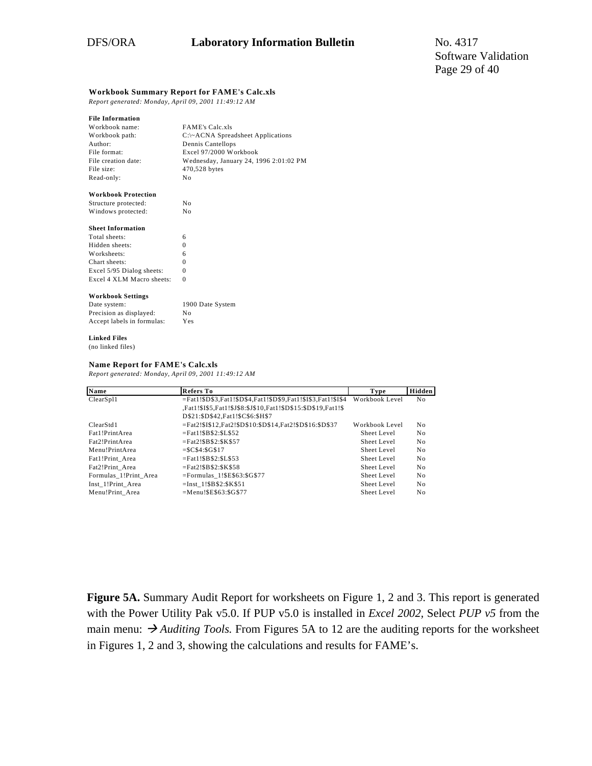**Workbook Summary Report for FAME's Calc.xls**

*Report generated: Monday, April 09, 2001 11:49:12 AM*

**File Information**

| | |
|---|---|
| Workbook name: | FAME's Calc.xls |
| Workbook path: | C:\~ACNA Spreadsheet Applications |
| Author: | Dennis Cantellops |
| File format: | Excel 97/2000 Workbook |
| File creation date: | Wednesday, January 24, 1996 2:01:02 PM |
| File size: | 470,528 bytes |
| Read-only: | No |

**Workbook Protection**

| | |
|---|---|
| Structure protected: | No |
| Windows protected: | No |

**Sheet Information**

| | |
|---|---|
| Total sheets: | 6 |
| Hidden sheets: | 0 |
| Worksheets: | 6 |
| Chart sheets: | 0 |
| Excel 5/95 Dialog sheets: | 0 |
| Excel 4 XLM Macro sheets: | 0 |

**Workbook Settings**

| | |
|---|---|
| Date system: | 1900 Date System |
| Precision as displayed: | No |
| Accept labels in formulas: | Yes |

**Linked Files**

(no linked files)

**Name Report for FAME's Calc.xls**

*Report generated: Monday, April 09, 2001 11:49:12 AM*

| Name | Refers To | Type | Hidden |
|---|---|---|---|
| ClearSpl1 | =Fat1!$D$3,Fat1!$D$4,Fat1!$D$9,Fat1!$I$3,Fat1!$I$4,Fat1!$I$5,Fat1!$J$8:$J$10,Fat1!$D$15:$D$19,Fat1!$D$21:$D$42,Fat1!$C$6:$H$7 | Workbook Level | No |
| ClearStd1 | =Fat2!$I$12,Fat2!$D$10:$D$14,Fat2!$D$16:$D$37 | Workbook Level | No |
| Fat1!PrintArea | =Fat1!$B$2:$L$52 | Sheet Level | No |
| Fat2!PrintArea | =Fat2!$B$2:$K$57 | Sheet Level | No |
| Menu!PrintArea | =$C$4:$G$17 | Sheet Level | No |
| Fat1!Print_Area | =Fat1!$B$2:$L$53 | Sheet Level | No |
| Fat2!Print_Area | =Fat2!$B$2:$K$58 | Sheet Level | No |
| Formulas_1!Print_Area | =Formulas_1!$E$63:$G$77 | Sheet Level | No |
| Inst_1!Print_Area | =Inst_1!$B$2:$K$51 | Sheet Level | No |
| Menu!Print_Area | =Menu!$E$63:$G$77 | Sheet Level | No |

**Figure 5A.** Summary Audit Report for worksheets on Figure 1, 2 and 3. This report is generated with the Power Utility Pak v5.0. If PUP v5.0 is installed in *Excel 2002*, Select *PUP v5* from the main menu: → *Auditing Tools.* From Figures 5A to 12 are the auditing reports for the worksheet in Figures 1, 2 and 3, showing the calculations and results for FAME's.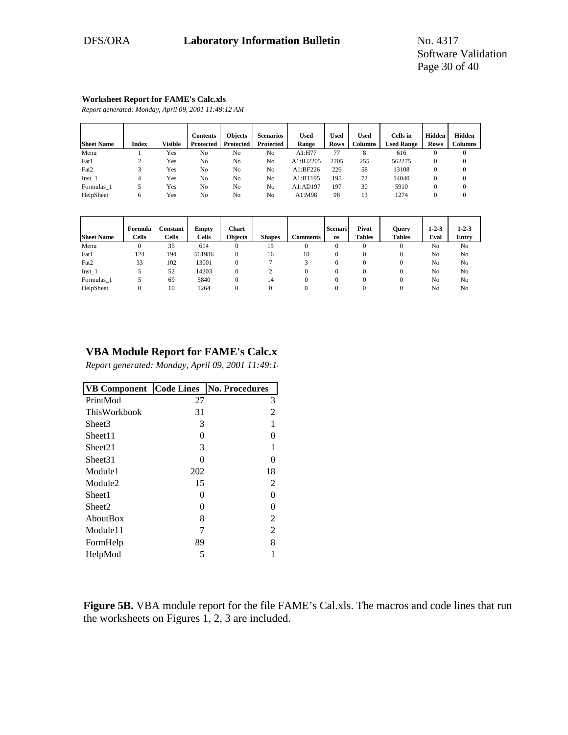**Worksheet Report for FAME's Calc.xls**

*Report generated: Monday, April 09, 2001 11:49:12 AM*

| Sheet Name | Index | Visible | Contents Protected | Objects Protected | Scenarios Protected | Used Range | Used Rows | Used Columns | Cells in Used Range | Hidden Rows | Hidden Columns |
|---|---|---|---|---|---|---|---|---|---|---|---|
| Menu | 1 | Yes | No | No | No | A1:H77 | 77 | 8 | 616 | 0 | 0 |
| Fat1 | 2 | Yes | No | No | No | A1:IU2205 | 2205 | 255 | 562275 | 0 | 0 |
| Fat2 | 3 | Yes | No | No | No | A1:BF226 | 226 | 58 | 13108 | 0 | 0 |
| Inst_1 | 4 | Yes | No | No | No | A1:BT195 | 195 | 72 | 14040 | 0 | 0 |
| Formulas_1 | 5 | Yes | No | No | No | A1:AD197 | 197 | 30 | 5910 | 0 | 0 |
| HelpSheet | 6 | Yes | No | No | No | A1:M98 | 98 | 13 | 1274 | 0 | 0 |

| Sheet Name | Formula Cells | Constant Cells | Empty Cells | Chart Objects | Shapes | Comments | Scenarios | Pivot Tables | Query Tables | 1-2-3 Eval | 1-2-3 Entry |
|---|---|---|---|---|---|---|---|---|---|---|---|
| Menu | 0 | 35 | 614 | 0 | 15 | 0 | 0 | 0 | 0 | No | No |
| Fat1 | 124 | 194 | 561986 | 0 | 16 | 10 | 0 | 0 | 0 | No | No |
| Fat2 | 33 | 102 | 13001 | 0 | 7 | 3 | 0 | 0 | 0 | No | No |
| Inst_1 | 5 | 52 | 14203 | 0 | 2 | 0 | 0 | 0 | 0 | No | No |
| Formulas_1 | 5 | 69 | 5840 | 0 | 14 | 0 | 0 | 0 | 0 | No | No |
| HelpSheet | 0 | 10 | 1264 | 0 | 0 | 0 | 0 | 0 | 0 | No | No |

## VBA Module Report for FAME's Calc.x

*Report generated: Monday, April 09, 2001 11:49:1*

| VB Component | Code Lines | No. Procedures |
|---|---|---|
| PrintMod | 27 | 3 |
| ThisWorkbook | 31 | 2 |
| Sheet3 | 3 | 1 |
| Sheet11 | 0 | 0 |
| Sheet21 | 3 | 1 |
| Sheet31 | 0 | 0 |
| Module1 | 202 | 18 |
| Module2 | 15 | 2 |
| Sheet1 | 0 | 0 |
| Sheet2 | 0 | 0 |
| AboutBox | 8 | 2 |
| Module11 | 7 | 2 |
| FormHelp | 89 | 8 |
| HelpMod | 5 | 1 |

**Figure 5B.** VBA module report for the file FAME's Cal.xls. The macros and code lines that run the worksheets on Figures 1, 2, 3 are included.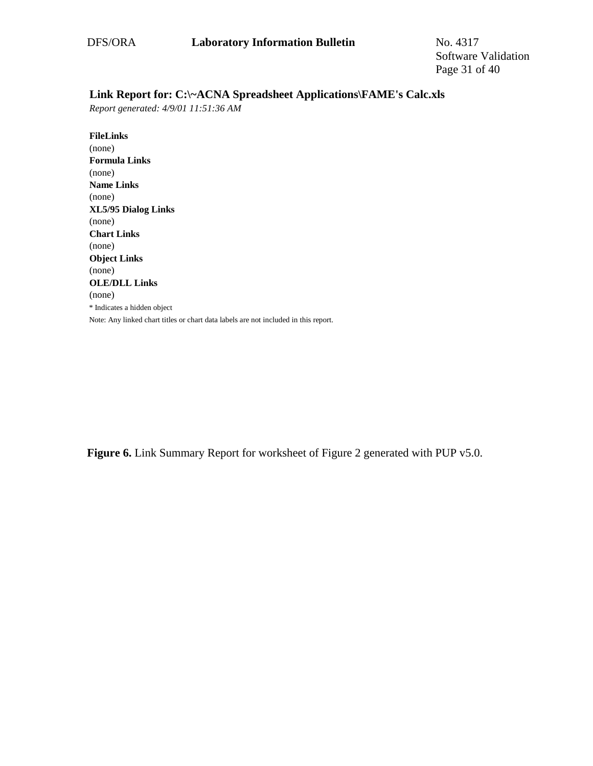**Link Report for: C:\~ACNA Spreadsheet Applications\FAME's Calc.xls**

*Report generated: 4/9/01 11:51:36 AM*

**FileLinks**
(none)
**Formula Links**
(none)
**Name Links**
(none)
**XL5/95 Dialog Links**
(none)
**Chart Links**
(none)
**Object Links**
(none)
**OLE/DLL Links**
(none)

* Indicates a hidden object

Note: Any linked chart titles or chart data labels are not included in this report.

**Figure 6.** Link Summary Report for worksheet of Figure 2 generated with PUP v5.0.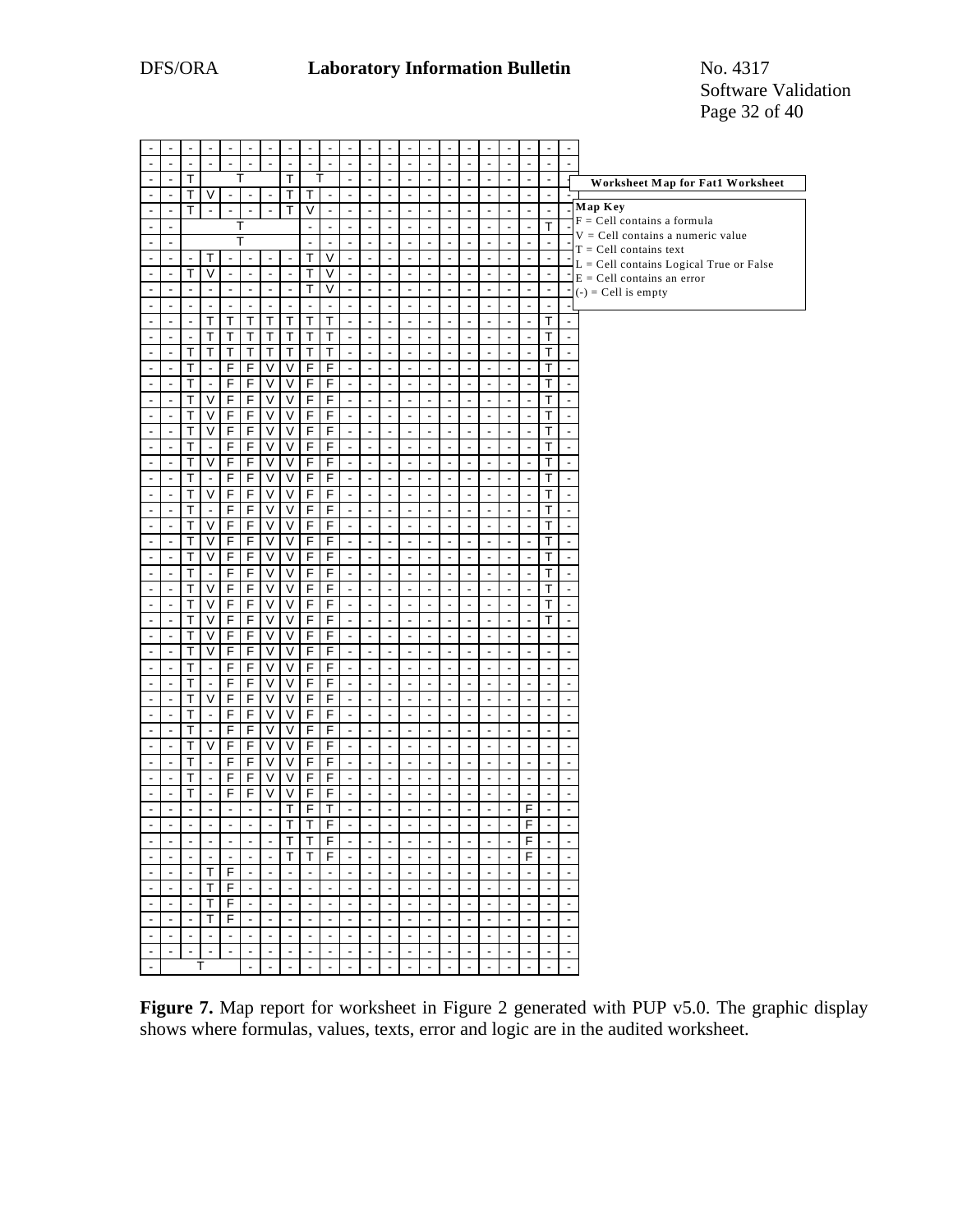| - | - | - | - | - | - | - | - | - | - | - | - | - | - | - | - | - | - | - | - | - | - |
|---|---|---|---|---|---|---|---|---|---|---|---|---|---|---|---|---|---|---|---|---|---|
| - | - | - | - | - | - | - | - | - | - | - | - | - | - | - | - | - | - | - | - | - | - |
| - | - | T | T | | | | T | T | | - | - | - | - | - | - | - | - | - | - | - | - |
| - | - | T | V | - | - | - | T | T | - | - | - | - | - | - | - | - | - | - | - | - | - |
| - | - | T | - | - | - | - | T | V | - | - | - | - | - | - | - | - | - | - | - | - | - |
| - | - | T | | | | | | - | - | - | - | - | - | - | - | - | - | - | - | T | - |
| - | - | T | | | | | | - | - | - | - | - | - | - | - | - | - | - | - | - | - |
| - | - | - | T | - | - | - | - | T | V | - | - | - | - | - | - | - | - | - | - | - | - |
| - | - | T | V | - | - | - | - | T | V | - | - | - | - | - | - | - | - | - | - | - | - |
| - | - | - | - | - | - | - | - | T | V | - | - | - | - | - | - | - | - | - | - | - | - |
| - | - | - | - | - | - | - | - | - | - | - | - | - | - | - | - | - | - | - | - | - | - |
| - | - | - | T | T | T | T | T | T | T | - | - | - | - | - | - | - | - | - | - | T | - |
| - | - | - | T | T | T | T | T | T | T | - | - | - | - | - | - | - | - | - | - | T | - |
| - | - | T | T | T | T | T | T | T | T | - | - | - | - | - | - | - | - | - | - | T | - |
| - | - | T | - | F | F | V | V | F | F | - | - | - | - | - | - | - | - | - | - | T | - |
| - | - | T | - | F | F | V | V | F | F | - | - | - | - | - | - | - | - | - | - | T | - |
| - | - | T | V | F | F | V | V | F | F | - | - | - | - | - | - | - | - | - | - | T | - |
| - | - | T | V | F | F | V | V | F | F | - | - | - | - | - | - | - | - | - | - | T | - |
| - | - | T | V | F | F | V | V | F | F | - | - | - | - | - | - | - | - | - | - | T | - |
| - | - | T | - | F | F | V | V | F | F | - | - | - | - | - | - | - | - | - | - | T | - |
| - | - | T | V | F | F | V | V | F | F | - | - | - | - | - | - | - | - | - | - | T | - |
| - | - | T | - | F | F | V | V | F | F | - | - | - | - | - | - | - | - | - | - | T | - |
| - | - | T | V | F | F | V | V | F | F | - | - | - | - | - | - | - | - | - | - | T | - |
| - | - | T | - | F | F | V | V | F | F | - | - | - | - | - | - | - | - | - | - | T | - |
| - | - | T | V | F | F | V | V | F | F | - | - | - | - | - | - | - | - | - | - | T | - |
| - | - | T | V | F | F | V | V | F | F | - | - | - | - | - | - | - | - | - | - | T | - |
| - | - | T | V | F | F | V | V | F | F | - | - | - | - | - | - | - | - | - | - | T | - |
| - | - | T | - | F | F | V | V | F | F | - | - | - | - | - | - | - | - | - | - | T | - |
| - | - | T | V | F | F | V | V | F | F | - | - | - | - | - | - | - | - | - | - | T | - |
| - | - | T | V | F | F | V | V | F | F | - | - | - | - | - | - | - | - | - | - | T | - |
| - | - | T | V | F | F | V | V | F | F | - | - | - | - | - | - | - | - | - | - | T | - |
| - | - | T | V | F | F | V | V | F | F | - | - | - | - | - | - | - | - | - | - | - | - |
| - | - | T | V | F | F | V | V | F | F | - | - | - | - | - | - | - | - | - | - | - | - |
| - | - | T | - | F | F | V | V | F | F | - | - | - | - | - | - | - | - | - | - | - | - |
| - | - | T | - | F | F | V | V | F | F | - | - | - | - | - | - | - | - | - | - | - | - |
| - | - | T | V | F | F | V | V | F | F | - | - | - | - | - | - | - | - | - | - | - | - |
| - | - | T | - | F | F | V | V | F | F | - | - | - | - | - | - | - | - | - | - | - | - |
| - | - | T | - | F | F | V | V | F | F | - | - | - | - | - | - | - | - | - | - | - | - |
| - | - | T | V | F | F | V | V | F | F | - | - | - | - | - | - | - | - | - | - | - | - |
| - | - | T | - | F | F | V | V | F | F | - | - | - | - | - | - | - | - | - | - | - | - |
| - | - | T | - | F | F | V | V | F | F | - | - | - | - | - | - | - | - | - | - | - | - |
| - | - | T | - | F | F | V | V | F | F | - | - | - | - | - | - | - | - | - | - | - | - |
| - | - | - | - | - | - | - | T | F | T | - | - | - | - | - | - | - | - | - | F | - | - |
| - | - | - | - | - | - | - | T | T | F | - | - | - | - | - | - | - | - | - | F | - | - |
| - | - | - | - | - | - | - | T | T | F | - | - | - | - | - | - | - | - | - | F | - | - |
| - | - | - | - | - | - | - | T | T | F | - | - | - | - | - | - | - | - | - | F | - | - |
| - | - | - | T | F | - | - | - | - | - | - | - | - | - | - | - | - | - | - | - | - | - |
| - | - | - | T | F | - | - | - | - | - | - | - | - | - | - | - | - | - | - | - | - | - |
| - | - | - | T | F | - | - | - | - | - | - | - | - | - | - | - | - | - | - | - | - | - |
| - | - | - | T | F | - | - | - | - | - | - | - | - | - | - | - | - | - | - | - | - | - |
| - | - | - | - | - | - | - | - | - | - | - | - | - | - | - | - | - | - | - | - | - | - |
| - | - | - | - | - | - | - | - | - | - | - | - | - | - | - | - | - | - | - | - | - | - |
| - | T | | | | - | - | - | - | - | - | - | - | - | - | - | - | - | - | - | - | - |

**Worksheet Map for Fat1 Worksheet**

**Map Key**

F = Cell contains a formula
V = Cell contains a numeric value
T = Cell contains text
L = Cell contains Logical True or False
E = Cell contains an error
(-) = Cell is empty

**Figure 7.** Map report for worksheet in Figure 2 generated with PUP v5.0. The graphic display shows where formulas, values, texts, error and logic are in the audited worksheet.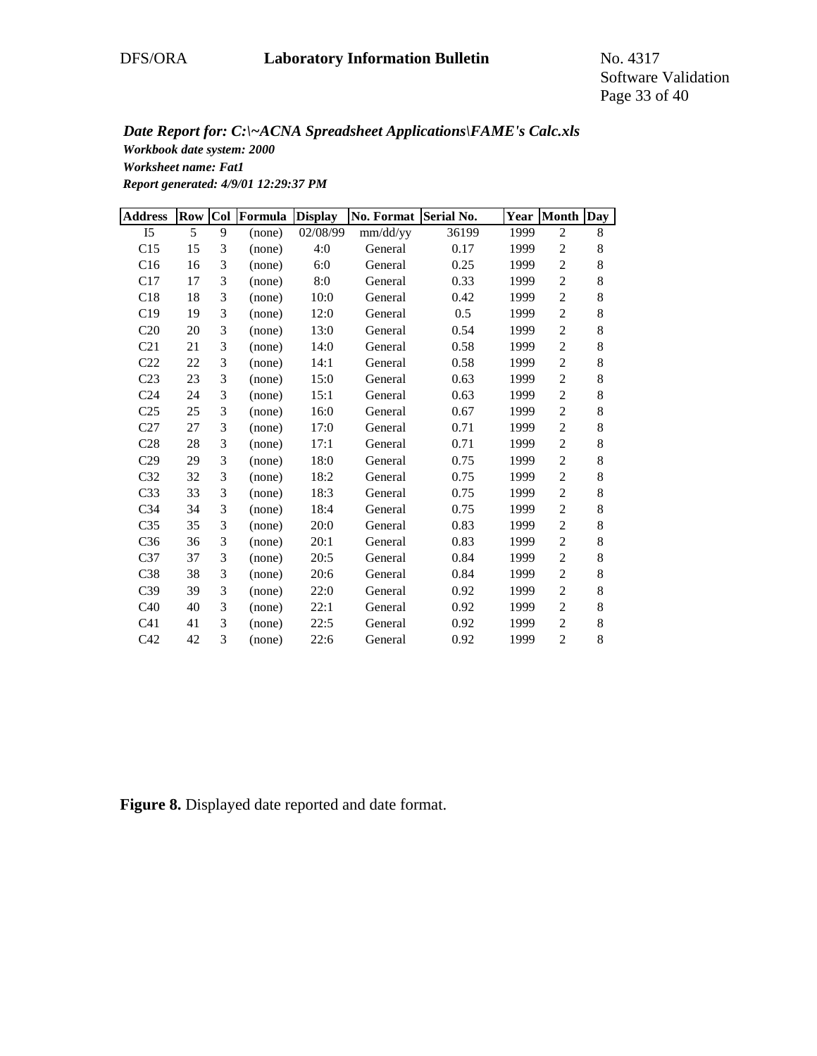***Date Report for: C:\~ACNA Spreadsheet Applications\FAME's Calc.xls***

***Workbook date system: 2000***

***Worksheet name: Fat1***

***Report generated: 4/9/01 12:29:37 PM***

| Address | Row | Col | Formula | Display | No. Format | Serial No. | Year | Month | Day |
|---|---|---|---|---|---|---|---|---|---|
| I5 | 5 | 9 | (none) | 02/08/99 | mm/dd/yy | 36199 | 1999 | 2 | 8 |
| C15 | 15 | 3 | (none) | 4:0 | General | 0.17 | 1999 | 2 | 8 |
| C16 | 16 | 3 | (none) | 6:0 | General | 0.25 | 1999 | 2 | 8 |
| C17 | 17 | 3 | (none) | 8:0 | General | 0.33 | 1999 | 2 | 8 |
| C18 | 18 | 3 | (none) | 10:0 | General | 0.42 | 1999 | 2 | 8 |
| C19 | 19 | 3 | (none) | 12:0 | General | 0.5 | 1999 | 2 | 8 |
| C20 | 20 | 3 | (none) | 13:0 | General | 0.54 | 1999 | 2 | 8 |
| C21 | 21 | 3 | (none) | 14:0 | General | 0.58 | 1999 | 2 | 8 |
| C22 | 22 | 3 | (none) | 14:1 | General | 0.58 | 1999 | 2 | 8 |
| C23 | 23 | 3 | (none) | 15:0 | General | 0.63 | 1999 | 2 | 8 |
| C24 | 24 | 3 | (none) | 15:1 | General | 0.63 | 1999 | 2 | 8 |
| C25 | 25 | 3 | (none) | 16:0 | General | 0.67 | 1999 | 2 | 8 |
| C27 | 27 | 3 | (none) | 17:0 | General | 0.71 | 1999 | 2 | 8 |
| C28 | 28 | 3 | (none) | 17:1 | General | 0.71 | 1999 | 2 | 8 |
| C29 | 29 | 3 | (none) | 18:0 | General | 0.75 | 1999 | 2 | 8 |
| C32 | 32 | 3 | (none) | 18:2 | General | 0.75 | 1999 | 2 | 8 |
| C33 | 33 | 3 | (none) | 18:3 | General | 0.75 | 1999 | 2 | 8 |
| C34 | 34 | 3 | (none) | 18:4 | General | 0.75 | 1999 | 2 | 8 |
| C35 | 35 | 3 | (none) | 20:0 | General | 0.83 | 1999 | 2 | 8 |
| C36 | 36 | 3 | (none) | 20:1 | General | 0.83 | 1999 | 2 | 8 |
| C37 | 37 | 3 | (none) | 20:5 | General | 0.84 | 1999 | 2 | 8 |
| C38 | 38 | 3 | (none) | 20:6 | General | 0.84 | 1999 | 2 | 8 |
| C39 | 39 | 3 | (none) | 22:0 | General | 0.92 | 1999 | 2 | 8 |
| C40 | 40 | 3 | (none) | 22:1 | General | 0.92 | 1999 | 2 | 8 |
| C41 | 41 | 3 | (none) | 22:5 | General | 0.92 | 1999 | 2 | 8 |
| C42 | 42 | 3 | (none) | 22:6 | General | 0.92 | 1999 | 2 | 8 |

**Figure 8.** Displayed date reported and date format.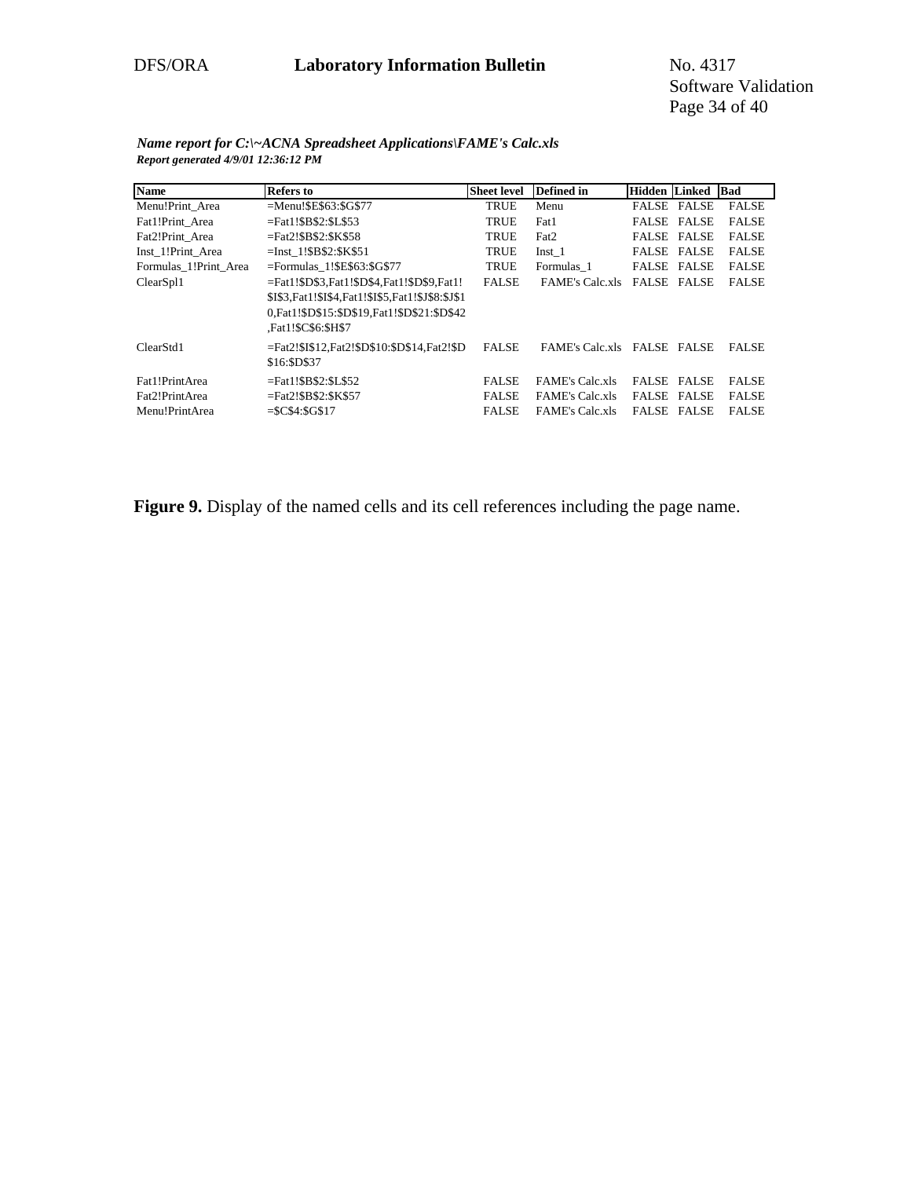***Name report for C:\~ACNA Spreadsheet Applications\FAME's Calc.xls***
***Report generated 4/9/01 12:36:12 PM***

| Name | Refers to | Sheet level | Defined in | Hidden | Linked | Bad |
|---|---|---|---|---|---|---|
| Menu!Print_Area | =Menu!$E$63:$G$77 | TRUE | Menu | FALSE | FALSE | FALSE |
| Fat1!Print_Area | =Fat1!$B$2:$L$53 | TRUE | Fat1 | FALSE | FALSE | FALSE |
| Fat2!Print_Area | =Fat2!$B$2:$K$58 | TRUE | Fat2 | FALSE | FALSE | FALSE |
| Inst_1!Print_Area | =Inst_1!$B$2:$K$51 | TRUE | Inst_1 | FALSE | FALSE | FALSE |
| Formulas_1!Print_Area | =Formulas_1!$E$63:$G$77 | TRUE | Formulas_1 | FALSE | FALSE | FALSE |
| ClearSpl1 | =Fat1!$D$3,Fat1!$D$4,Fat1!$D$9,Fat1!$I$3,Fat1!$I$4,Fat1!$I$5,Fat1!$J$8:$J$10,Fat1!$D$15:$D$19,Fat1!$D$21:$D$42,Fat1!$C$6:$H$7 | FALSE | FAME's Calc.xls | FALSE | FALSE | FALSE |
| ClearStd1 | =Fat2!$I$12,Fat2!$D$10:$D$14,Fat2!$D$16:$D$37 | FALSE | FAME's Calc.xls | FALSE | FALSE | FALSE |
| Fat1!PrintArea | =Fat1!$B$2:$L$52 | FALSE | FAME's Calc.xls | FALSE | FALSE | FALSE |
| Fat2!PrintArea | =Fat2!$B$2:$K$57 | FALSE | FAME's Calc.xls | FALSE | FALSE | FALSE |
| Menu!PrintArea | =$C$4:$G$17 | FALSE | FAME's Calc.xls | FALSE | FALSE | FALSE |

**Figure 9.** Display of the named cells and its cell references including the page name.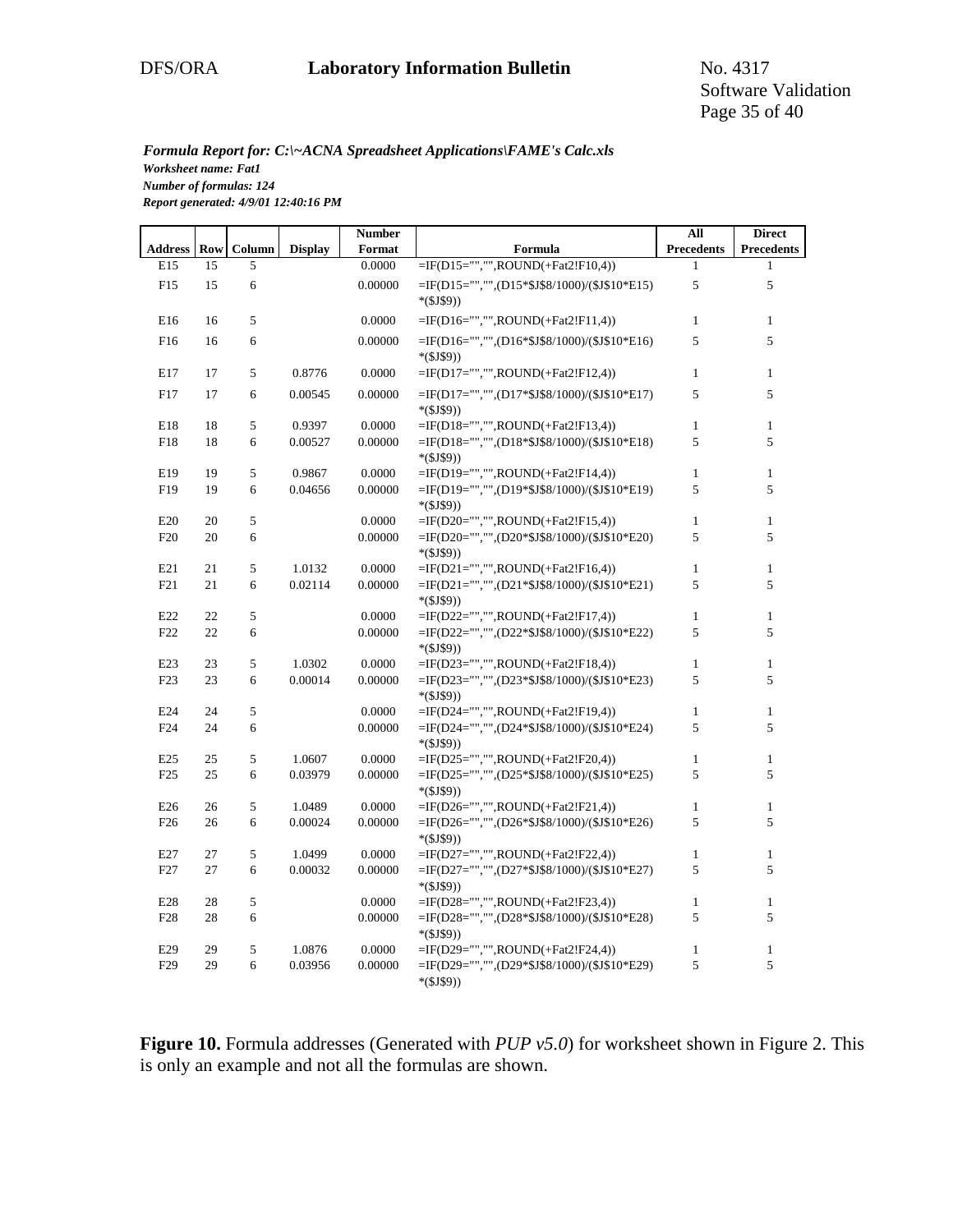***Formula Report for: C:\~ACNA Spreadsheet Applications\FAME's Calc.xls***
***Worksheet name: Fat1***
***Number of formulas: 124***
***Report generated: 4/9/01 12:40:16 PM***

| Address | Row | Column | Display | Number Format | Formula | All Precedents | Direct Precedents |
|---|---|---|---|---|---|---|---|
| E15 | 15 | 5 | | 0.0000 | =IF(D15="","",ROUND(+Fat2!F10,4)) | 1 | 1 |
| F15 | 15 | 6 | | 0.00000 | =IF(D15="","",(D15*$J$8/1000)/($J$10*E15)*($J$9)) | 5 | 5 |
| E16 | 16 | 5 | | 0.0000 | =IF(D16="","",ROUND(+Fat2!F11,4)) | 1 | 1 |
| F16 | 16 | 6 | | 0.00000 | =IF(D16="","",(D16*$J$8/1000)/($J$10*E16)*($J$9)) | 5 | 5 |
| E17 | 17 | 5 | 0.8776 | 0.0000 | =IF(D17="","",ROUND(+Fat2!F12,4)) | 1 | 1 |
| F17 | 17 | 6 | 0.00545 | 0.00000 | =IF(D17="","",(D17*$J$8/1000)/($J$10*E17)*($J$9)) | 5 | 5 |
| E18 | 18 | 5 | 0.9397 | 0.0000 | =IF(D18="","",ROUND(+Fat2!F13,4)) | 1 | 1 |
| F18 | 18 | 6 | 0.00527 | 0.00000 | =IF(D18="","",(D18*$J$8/1000)/($J$10*E18)*($J$9)) | 5 | 5 |
| E19 | 19 | 5 | 0.9867 | 0.0000 | =IF(D19="","",ROUND(+Fat2!F14,4)) | 1 | 1 |
| F19 | 19 | 6 | 0.04656 | 0.00000 | =IF(D19="","",(D19*$J$8/1000)/($J$10*E19)*($J$9)) | 5 | 5 |
| E20 | 20 | 5 | | 0.0000 | =IF(D20="","",ROUND(+Fat2!F15,4)) | 1 | 1 |
| F20 | 20 | 6 | | 0.00000 | =IF(D20="","",(D20*$J$8/1000)/($J$10*E20)*($J$9)) | 5 | 5 |
| E21 | 21 | 5 | 1.0132 | 0.0000 | =IF(D21="","",ROUND(+Fat2!F16,4)) | 1 | 1 |
| F21 | 21 | 6 | 0.02114 | 0.00000 | =IF(D21="","",(D21*$J$8/1000)/($J$10*E21)*($J$9)) | 5 | 5 |
| E22 | 22 | 5 | | 0.0000 | =IF(D22="","",ROUND(+Fat2!F17,4)) | 1 | 1 |
| F22 | 22 | 6 | | 0.00000 | =IF(D22="","",(D22*$J$8/1000)/($J$10*E22)*($J$9)) | 5 | 5 |
| E23 | 23 | 5 | 1.0302 | 0.0000 | =IF(D23="","",ROUND(+Fat2!F18,4)) | 1 | 1 |
| F23 | 23 | 6 | 0.00014 | 0.00000 | =IF(D23="","",(D23*$J$8/1000)/($J$10*E23)*($J$9)) | 5 | 5 |
| E24 | 24 | 5 | | 0.0000 | =IF(D24="","",ROUND(+Fat2!F19,4)) | 1 | 1 |
| F24 | 24 | 6 | | 0.00000 | =IF(D24="","",(D24*$J$8/1000)/($J$10*E24)*($J$9)) | 5 | 5 |
| E25 | 25 | 5 | 1.0607 | 0.0000 | =IF(D25="","",ROUND(+Fat2!F20,4)) | 1 | 1 |
| F25 | 25 | 6 | 0.03979 | 0.00000 | =IF(D25="","",(D25*$J$8/1000)/($J$10*E25)*($J$9)) | 5 | 5 |
| E26 | 26 | 5 | 1.0489 | 0.0000 | =IF(D26="","",ROUND(+Fat2!F21,4)) | 1 | 1 |
| F26 | 26 | 6 | 0.00024 | 0.00000 | =IF(D26="","",(D26*$J$8/1000)/($J$10*E26)*($J$9)) | 5 | 5 |
| E27 | 27 | 5 | 1.0499 | 0.0000 | =IF(D27="","",ROUND(+Fat2!F22,4)) | 1 | 1 |
| F27 | 27 | 6 | 0.00032 | 0.00000 | =IF(D27="","",(D27*$J$8/1000)/($J$10*E27)*($J$9)) | 5 | 5 |
| E28 | 28 | 5 | | 0.0000 | =IF(D28="","",ROUND(+Fat2!F23,4)) | 1 | 1 |
| F28 | 28 | 6 | | 0.00000 | =IF(D28="","",(D28*$J$8/1000)/($J$10*E28)*($J$9)) | 5 | 5 |
| E29 | 29 | 5 | 1.0876 | 0.0000 | =IF(D29="","",ROUND(+Fat2!F24,4)) | 1 | 1 |
| F29 | 29 | 6 | 0.03956 | 0.00000 | =IF(D29="","",(D29*$J$8/1000)/($J$10*E29)*($J$9)) | 5 | 5 |

**Figure 10.** Formula addresses (Generated with *PUP v5.0*) for worksheet shown in Figure 2. This is only an example and not all the formulas are shown.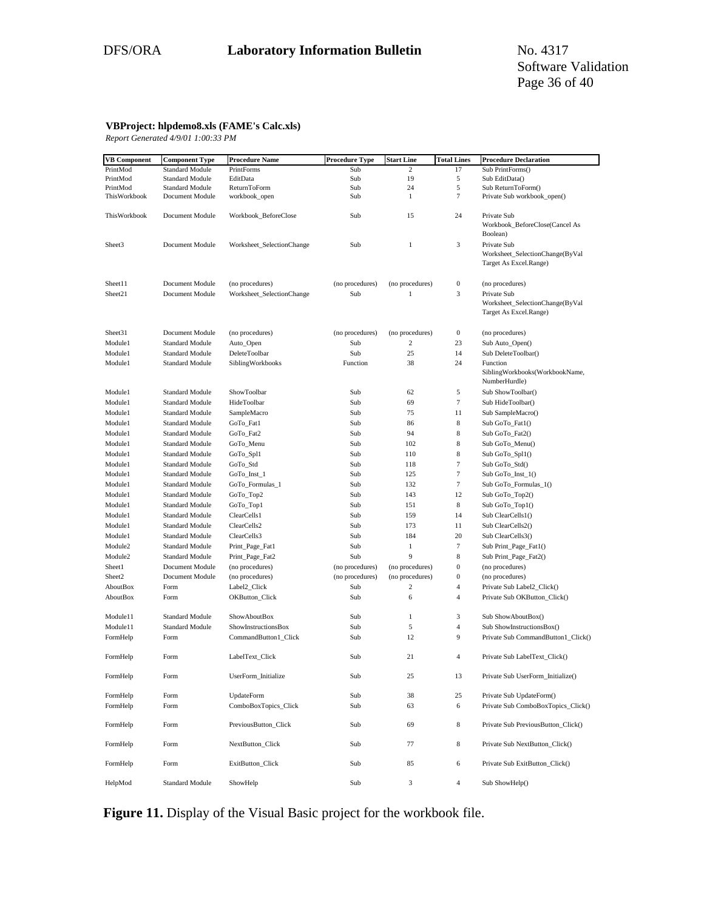**VBProject: hlpdemo8.xls (FAME's Calc.xls)**

*Report Generated 4/9/01 1:00:33 PM*

| VB Component | Component Type | Procedure Name | Procedure Type | Start Line | Total Lines | Procedure Declaration |
|---|---|---|---|---|---|---|
| PrintMod | Standard Module | PrintForms | Sub | 2 | 17 | Sub PrintForms() |
| PrintMod | Standard Module | EditData | Sub | 19 | 5 | Sub EditData() |
| PrintMod | Standard Module | ReturnToForm | Sub | 24 | 5 | Sub ReturnToForm() |
| ThisWorkbook | Document Module | workbook_open | Sub | 1 | 7 | Private Sub workbook_open() |
| ThisWorkbook | Document Module | Workbook_BeforeClose | Sub | 15 | 24 | Private Sub Workbook_BeforeClose(Cancel As Boolean) |
| Sheet3 | Document Module | Worksheet_SelectionChange | Sub | 1 | 3 | Private Sub Worksheet_SelectionChange(ByVal Target As Excel.Range) |
| Sheet11 | Document Module | (no procedures) | (no procedures) | (no procedures) | 0 | (no procedures) |
| Sheet21 | Document Module | Worksheet_SelectionChange | Sub | 1 | 3 | Private Sub Worksheet_SelectionChange(ByVal Target As Excel.Range) |
| Sheet31 | Document Module | (no procedures) | (no procedures) | (no procedures) | 0 | (no procedures) |
| Module1 | Standard Module | Auto_Open | Sub | 2 | 23 | Sub Auto_Open() |
| Module1 | Standard Module | DeleteToolbar | Sub | 25 | 14 | Sub DeleteToolbar() |
| Module1 | Standard Module | SiblingWorkbooks | Function | 38 | 24 | Function SiblingWorkbooks(WorkbookName, NumberHurdle) |
| Module1 | Standard Module | ShowToolbar | Sub | 62 | 5 | Sub ShowToolbar() |
| Module1 | Standard Module | HideToolbar | Sub | 69 | 7 | Sub HideToolbar() |
| Module1 | Standard Module | SampleMacro | Sub | 75 | 11 | Sub SampleMacro() |
| Module1 | Standard Module | GoTo_Fat1 | Sub | 86 | 8 | Sub GoTo_Fat1() |
| Module1 | Standard Module | GoTo_Fat2 | Sub | 94 | 8 | Sub GoTo_Fat2() |
| Module1 | Standard Module | GoTo_Menu | Sub | 102 | 8 | Sub GoTo_Menu() |
| Module1 | Standard Module | GoTo_Spl1 | Sub | 110 | 8 | Sub GoTo_Spl1() |
| Module1 | Standard Module | GoTo_Std | Sub | 118 | 7 | Sub GoTo_Std() |
| Module1 | Standard Module | GoTo_Inst_1 | Sub | 125 | 7 | Sub GoTo_Inst_1() |
| Module1 | Standard Module | GoTo_Formulas_1 | Sub | 132 | 7 | Sub GoTo_Formulas_1() |
| Module1 | Standard Module | GoTo_Top2 | Sub | 143 | 12 | Sub GoTo_Top2() |
| Module1 | Standard Module | GoTo_Top1 | Sub | 151 | 8 | Sub GoTo_Top1() |
| Module1 | Standard Module | ClearCells1 | Sub | 159 | 14 | Sub ClearCells1() |
| Module1 | Standard Module | ClearCells2 | Sub | 173 | 11 | Sub ClearCells2() |
| Module1 | Standard Module | ClearCells3 | Sub | 184 | 20 | Sub ClearCells3() |
| Module2 | Standard Module | Print_Page_Fat1 | Sub | 1 | 7 | Sub Print_Page_Fat1() |
| Module2 | Standard Module | Print_Page_Fat2 | Sub | 9 | 8 | Sub Print_Page_Fat2() |
| Sheet1 | Document Module | (no procedures) | (no procedures) | (no procedures) | 0 | (no procedures) |
| Sheet2 | Document Module | (no procedures) | (no procedures) | (no procedures) | 0 | (no procedures) |
| AboutBox | Form | Label2_Click | Sub | 2 | 4 | Private Sub Label2_Click() |
| AboutBox | Form | OKButton_Click | Sub | 6 | 4 | Private Sub OKButton_Click() |
| Module11 | Standard Module | ShowAboutBox | Sub | 1 | 3 | Sub ShowAboutBox() |
| Module11 | Standard Module | ShowInstructionsBox | Sub | 5 | 4 | Sub ShowInstructionsBox() |
| FormHelp | Form | CommandButton1_Click | Sub | 12 | 9 | Private Sub CommandButton1_Click() |
| FormHelp | Form | LabelText_Click | Sub | 21 | 4 | Private Sub LabelText_Click() |
| FormHelp | Form | UserForm_Initialize | Sub | 25 | 13 | Private Sub UserForm_Initialize() |
| FormHelp | Form | UpdateForm | Sub | 38 | 25 | Private Sub UpdateForm() |
| FormHelp | Form | ComboBoxTopics_Click | Sub | 63 | 6 | Private Sub ComboBoxTopics_Click() |
| FormHelp | Form | PreviousButton_Click | Sub | 69 | 8 | Private Sub PreviousButton_Click() |
| FormHelp | Form | NextButton_Click | Sub | 77 | 8 | Private Sub NextButton_Click() |
| FormHelp | Form | ExitButton_Click | Sub | 85 | 6 | Private Sub ExitButton_Click() |
| HelpMod | Standard Module | ShowHelp | Sub | 3 | 4 | Sub ShowHelp() |

**Figure 11.** Display of the Visual Basic project for the workbook file.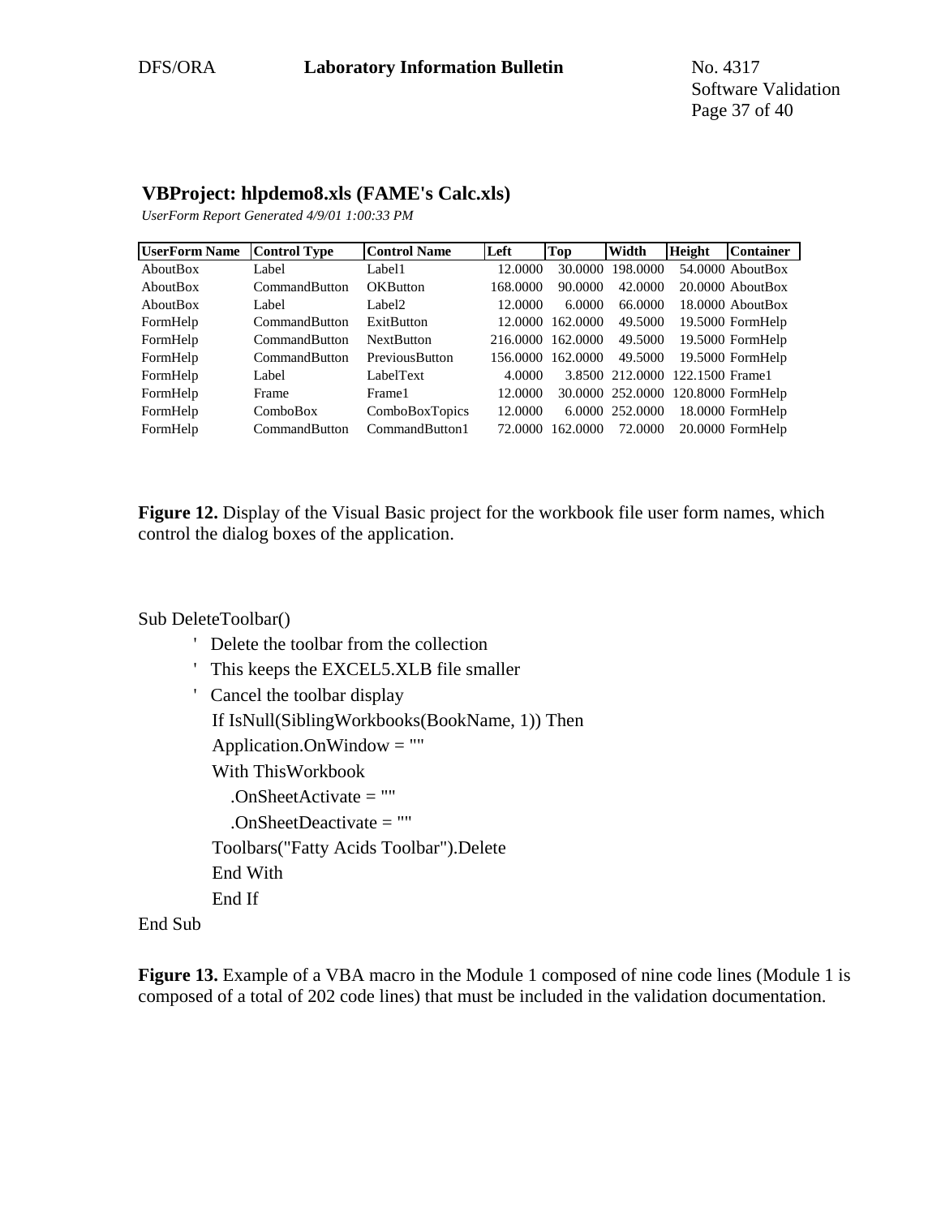## VBProject: hlpdemo8.xls (FAME's Calc.xls)

*UserForm Report Generated 4/9/01 1:00:33 PM*

| UserForm Name | Control Type | Control Name | Left | Top | Width | Height | Container |
|---|---|---|---|---|---|---|---|
| AboutBox | Label | Label1 | 12.0000 | 30.0000 | 198.0000 | 54.0000 | AboutBox |
| AboutBox | CommandButton | OKButton | 168.0000 | 90.0000 | 42.0000 | 20.0000 | AboutBox |
| AboutBox | Label | Label2 | 12.0000 | 6.0000 | 66.0000 | 18.0000 | AboutBox |
| FormHelp | CommandButton | ExitButton | 12.0000 | 162.0000 | 49.5000 | 19.5000 | FormHelp |
| FormHelp | CommandButton | NextButton | 216.0000 | 162.0000 | 49.5000 | 19.5000 | FormHelp |
| FormHelp | CommandButton | PreviousButton | 156.0000 | 162.0000 | 49.5000 | 19.5000 | FormHelp |
| FormHelp | Label | LabelText | 4.0000 | 3.8500 | 212.0000 | 122.1500 | Frame1 |
| FormHelp | Frame | Frame1 | 12.0000 | 30.0000 | 252.0000 | 120.8000 | FormHelp |
| FormHelp | ComboBox | ComboBoxTopics | 12.0000 | 6.0000 | 252.0000 | 18.0000 | FormHelp |
| FormHelp | CommandButton | CommandButton1 | 72.0000 | 162.0000 | 72.0000 | 20.0000 | FormHelp |

**Figure 12.** Display of the Visual Basic project for the workbook file user form names, which control the dialog boxes of the application.

```
Sub DeleteToolbar()
    '  Delete the toolbar from the collection
    '  This keeps the EXCEL5.XLB file smaller
    '  Cancel the toolbar display
       If IsNull(SiblingWorkbooks(BookName, 1)) Then
       Application.OnWindow = ""
       With ThisWorkbook
          .OnSheetActivate = ""
          .OnSheetDeactivate = ""
       Toolbars("Fatty Acids Toolbar").Delete
       End With
       End If
End Sub
```

**Figure 13.** Example of a VBA macro in the Module 1 composed of nine code lines (Module 1 is composed of a total of 202 code lines) that must be included in the validation documentation.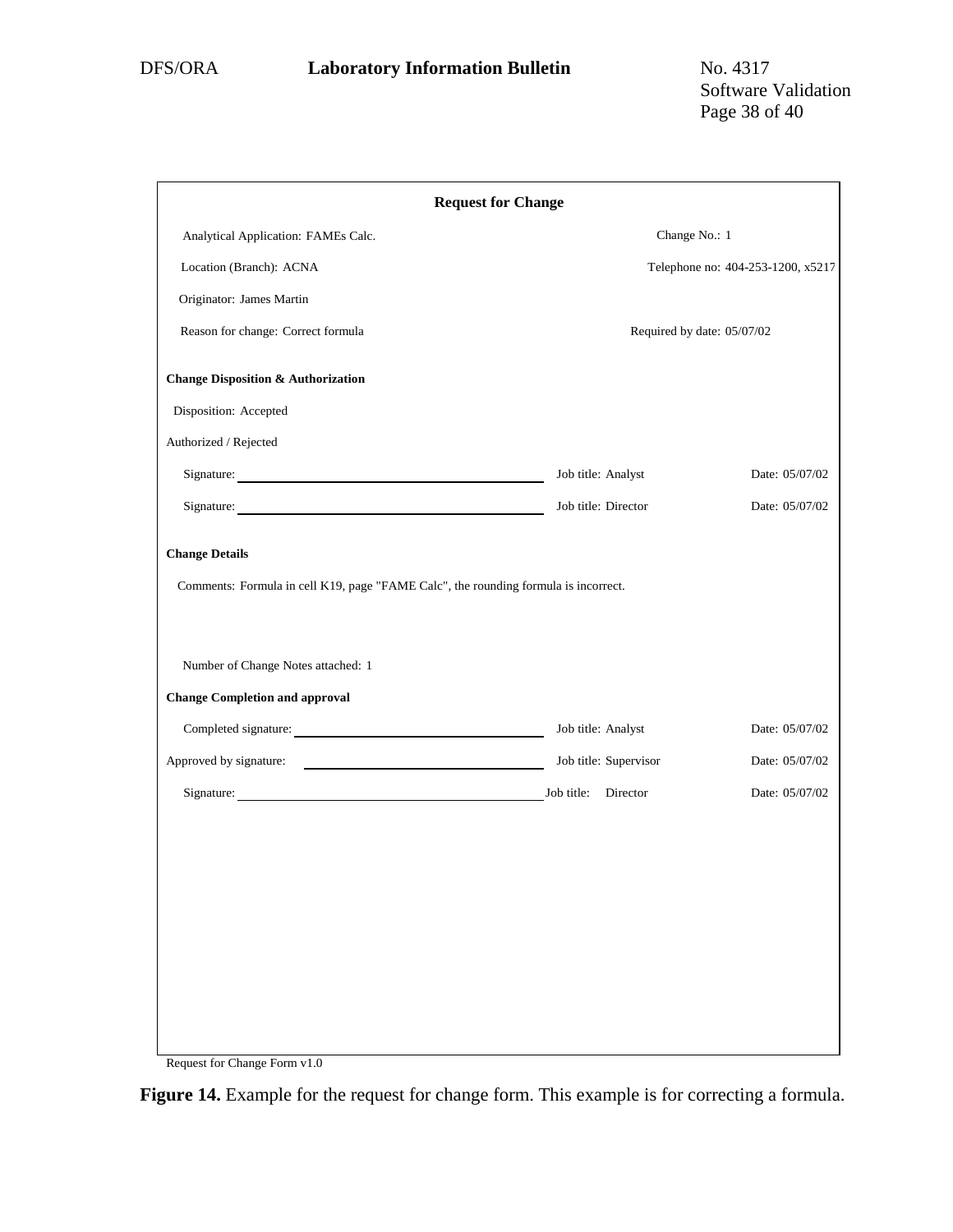**Request for Change**

Analytical Application: FAMEs Calc. Change No.: 1

Location (Branch): ACNA Telephone no: 404-253-1200, x5217

Originator: James Martin

Reason for change: Correct formula Required by date: 05/07/02

**Change Disposition & Authorization**

Disposition: Accepted

Authorized / Rejected

| | | |
|---|---|---|
| Signature: ______________________ | Job title: Analyst | Date: 05/07/02 |
| Signature: ______________________ | Job title: Director | Date: 05/07/02 |

**Change Details**

Comments: Formula in cell K19, page "FAME Calc", the rounding formula is incorrect.

Number of Change Notes attached: 1

**Change Completion and approval**

| | | |
|---|---|---|
| Completed signature: ______________________ | Job title: Analyst | Date: 05/07/02 |
| Approved by signature: ______________________ | Job title: Supervisor | Date: 05/07/02 |
| Signature: ______________________ | Job title: Director | Date: 05/07/02 |

Request for Change Form v1.0

**Figure 14.** Example for the request for change form. This example is for correcting a formula.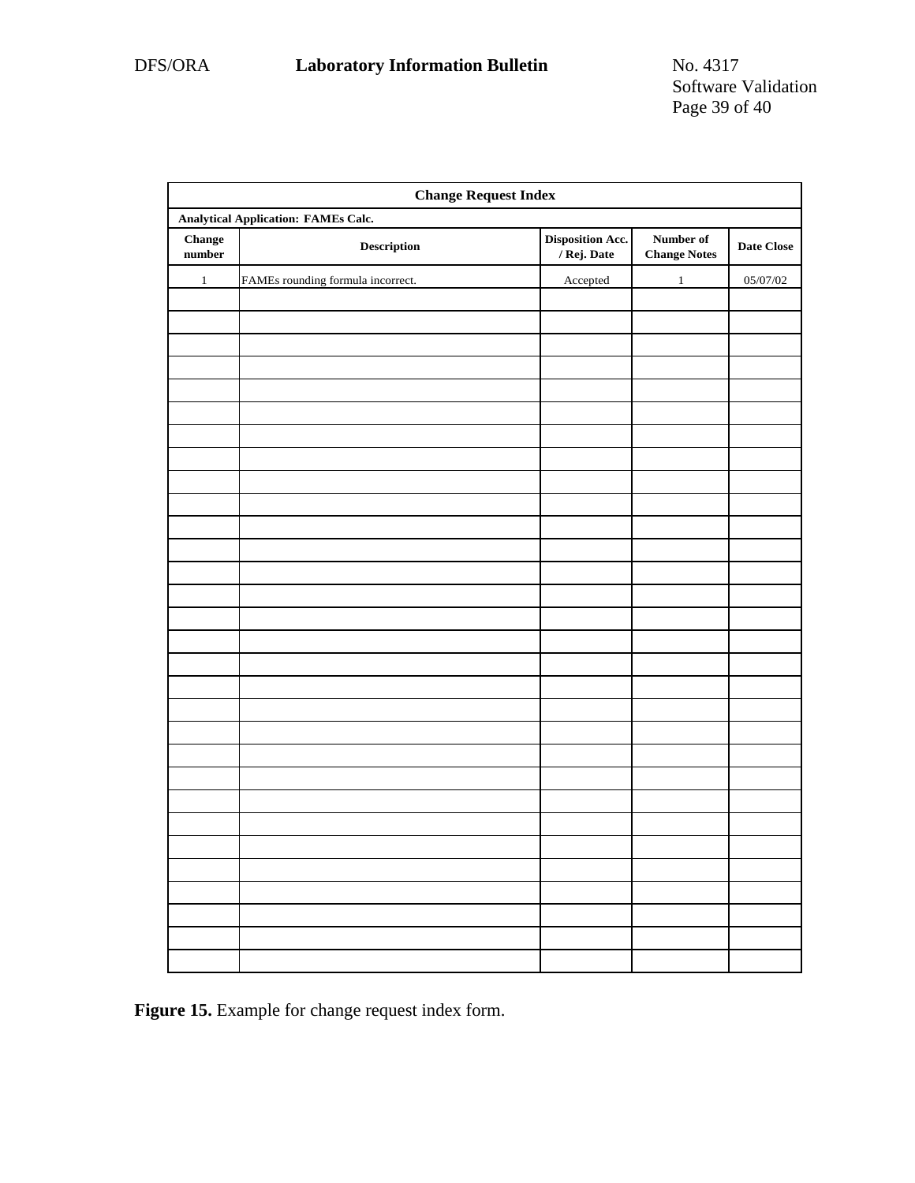| Change Request Index | | | | |
|---|---|---|---|---|
| **Analytical Application: FAMEs Calc.** | | | | |
| **Change number** | **Description** | **Disposition Acc. / Rej. Date** | **Number of Change Notes** | **Date Close** |
| 1 | FAMEs rounding formula incorrect. | Accepted | 1 | 05/07/02 |
| | | | | |
| | | | | |
| | | | | |
| | | | | |
| | | | | |
| | | | | |
| | | | | |
| | | | | |
| | | | | |
| | | | | |
| | | | | |
| | | | | |
| | | | | |
| | | | | |
| | | | | |
| | | | | |
| | | | | |
| | | | | |
| | | | | |
| | | | | |
| | | | | |
| | | | | |
| | | | | |
| | | | | |
| | | | | |
| | | | | |
| | | | | |
| | | | | |
| | | | | |

**Figure 15.** Example for change request index form.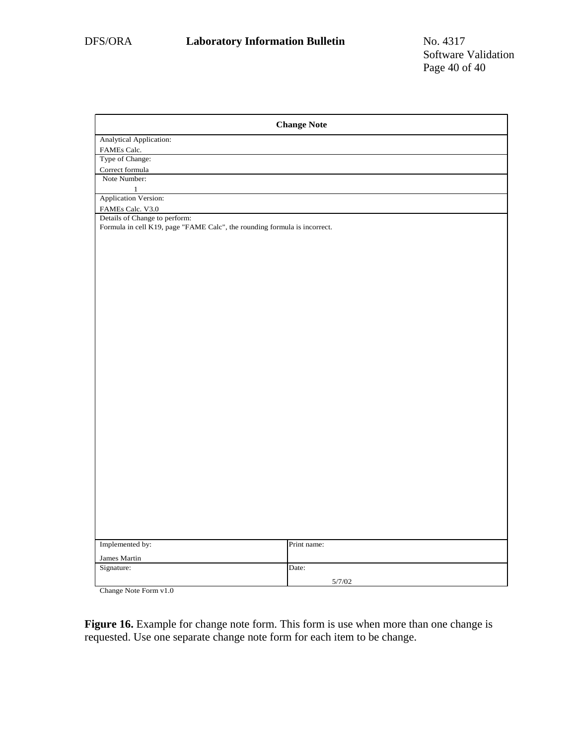| Change Note | |
|---|---|
| Analytical Application:<br>FAMEs Calc. | |
| Type of Change:<br>Correct formula | |
| Note Number:<br>1 | |
| Application Version:<br>FAMEs Calc. V3.0 | |
| Details of Change to perform:<br>Formula in cell K19, page "FAME Calc", the rounding formula is incorrect. | |
| Implemented by:<br>James Martin | Print name: |
| Signature: | Date:<br>5/7/02 |

Change Note Form v1.0

**Figure 16.** Example for change note form. This form is use when more than one change is requested. Use one separate change note form for each item to be change.